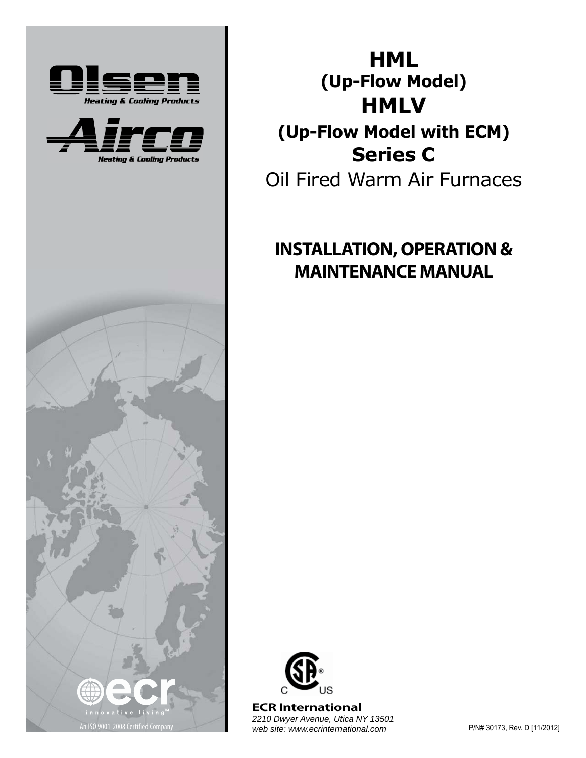Olsen Heating & Cooling Products

Airco Heating & Cooling Products

# HML
## (Up-Flow Model)
# HMLV
## (Up-Flow Model with ECM)
## Series C
Oil Fired Warm Air Furnaces

# INSTALLATION, OPERATION & MAINTENANCE MANUAL

ecr innovative living™

An ISO 9001-2008 Certified Company

**ECR International**
*2210 Dwyer Avenue, Utica NY 13501*
*web site: www.ecrinternational.com*

P/N# 30173, Rev. D [11/2012]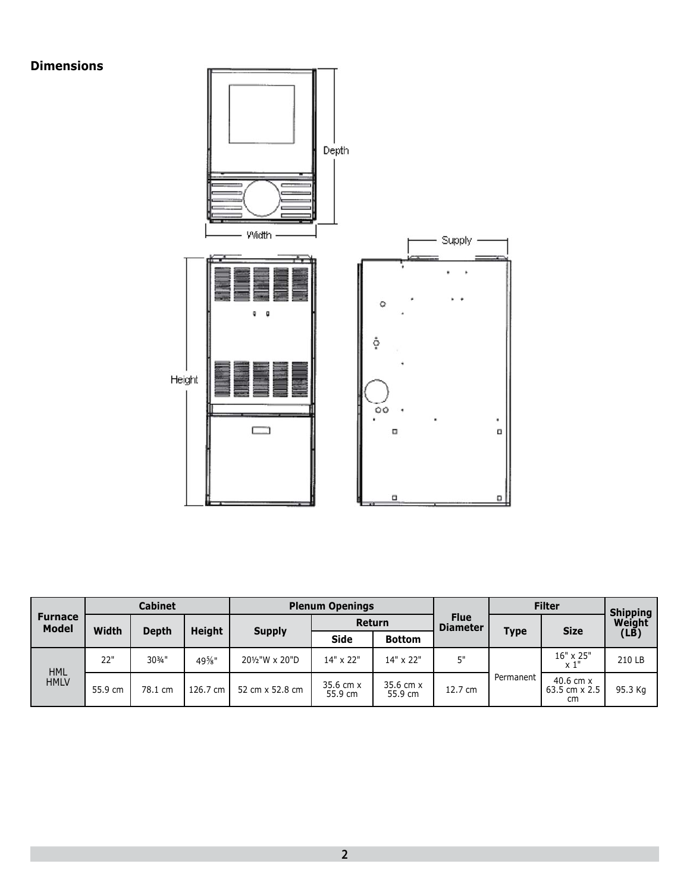## Dimensions

| Furnace Model | Cabinet | | | Plenum Openings | | | Flue Diameter | Filter | | Shipping Weight (LB) |
|---|---|---|---|---|---|---|---|---|---|---|
| | Width | Depth | Height | Supply | Return | | | Type | Size | |
| | | | | | Side | Bottom | | | | |
| HML HMLV | 22" | 30¾" | 49⅝" | 20½"W x 20"D | 14" x 22" | 14" x 22" | 5" | Permanent | 16" x 25" x 1" | 210 LB |
| | 55.9 cm | 78.1 cm | 126.7 cm | 52 cm x 52.8 cm | 35.6 cm x 55.9 cm | 35.6 cm x 55.9 cm | 12.7 cm | | 40.6 cm x 63.5 cm x 2.5 cm | 95.3 Kg |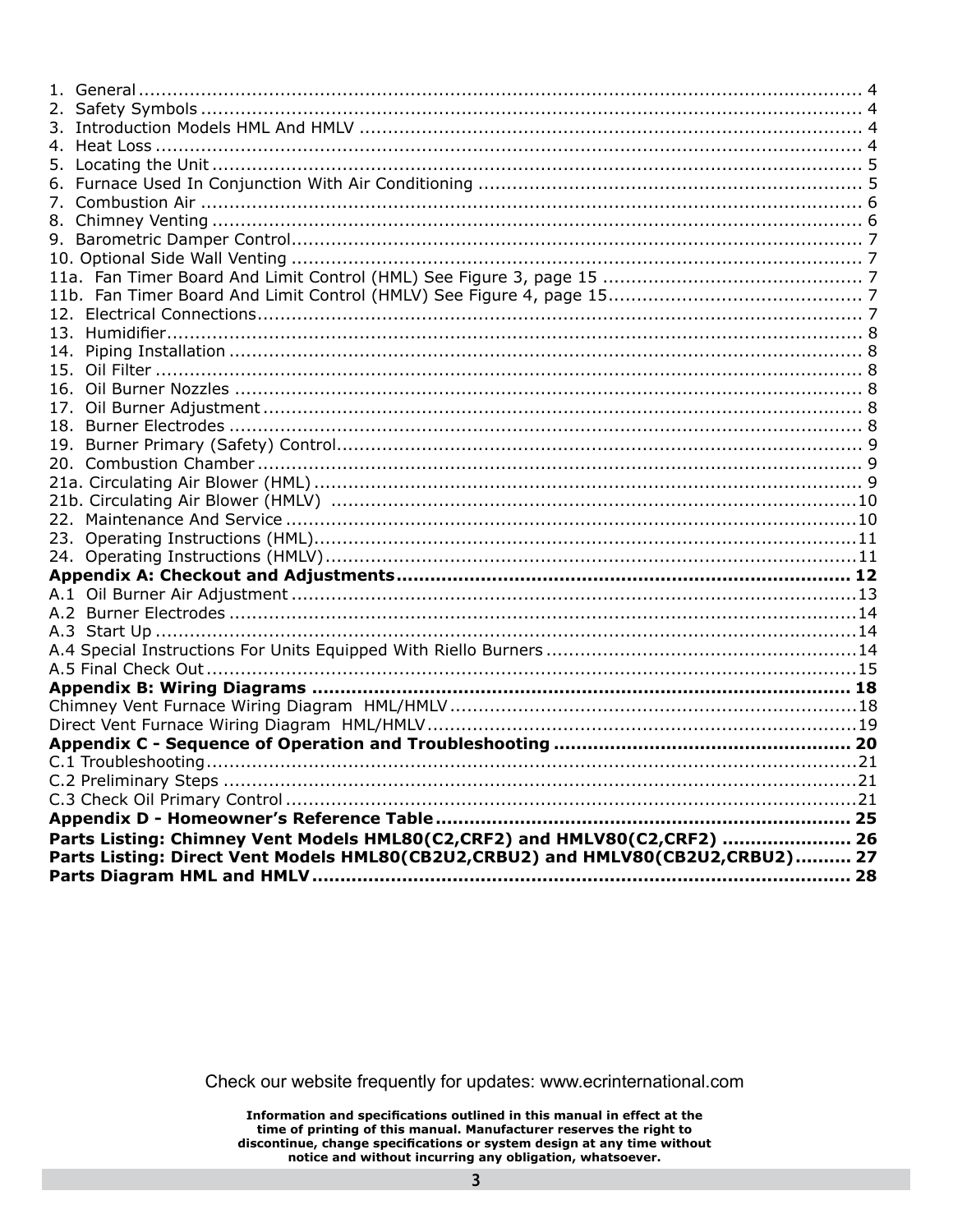1. General ..................................................................................................................... 4
2. Safety Symbols ........................................................................................................ 4
3. Introduction Models HML And HMLV ......................................................................... 4
4. Heat Loss ................................................................................................................. 4
5. Locating the Unit ...................................................................................................... 5
6. Furnace Used In Conjunction With Air Conditioning .................................................... 5
7. Combustion Air ......................................................................................................... 6
8. Chimney Venting ...................................................................................................... 6
9. Barometric Damper Control....................................................................................... 7
10. Optional Side Wall Venting ...................................................................................... 7
11a. Fan Timer Board And Limit Control (HML) See Figure 3, page 15 .............................. 7
11b. Fan Timer Board And Limit Control (HMLV) See Figure 4, page 15............................. 7
12. Electrical Connections............................................................................................. 7
13. Humidifier............................................................................................................... 8
14. Piping Installation ................................................................................................... 8
15. Oil Filter ................................................................................................................. 8
16. Oil Burner Nozzles .................................................................................................. 8
17. Oil Burner Adjustment ............................................................................................. 8
18. Burner Electrodes ................................................................................................... 8
19. Burner Primary (Safety) Control............................................................................... 9
20. Combustion Chamber ............................................................................................. 9
21a. Circulating Air Blower (HML) .................................................................................. 9
21b. Circulating Air Blower (HMLV) ...............................................................................10
22. Maintenance And Service .......................................................................................10
23. Operating Instructions (HML)..................................................................................11
24. Operating Instructions (HMLV).................................................................................11

**Appendix A: Checkout and Adjustments................................................................................ 12**

A.1 Oil Burner Air Adjustment ..........................................................................................13
A.2 Burner Electrodes ......................................................................................................14
A.3 Start Up ....................................................................................................................14
A.4 Special Instructions For Units Equipped With Riello Burners .........................................14
A.5 Final Check Out ..........................................................................................................15

**Appendix B: Wiring Diagrams ................................................................................................ 18**

Chimney Vent Furnace Wiring Diagram HML/HMLV ..........................................................18
Direct Vent Furnace Wiring Diagram HML/HMLV ..............................................................19

**Appendix C - Sequence of Operation and Troubleshooting .................................................... 20**

C.1 Troubleshooting..........................................................................................................21
C.2 Preliminary Steps .......................................................................................................21
C.3 Check Oil Primary Control ...........................................................................................21

**Appendix D - Homeowner's Reference Table ......................................................................... 25**

**Parts Listing: Chimney Vent Models HML80(C2,CRF2) and HMLV80(C2,CRF2) ...................... 26**

**Parts Listing: Direct Vent Models HML80(CB2U2,CRBU2) and HMLV80(CB2U2,CRBU2).......... 27**

**Parts Diagram HML and HMLV ................................................................................................ 28**

Check our website frequently for updates: www.ecrinternational.com

**Information and specifications outlined in this manual in effect at the time of printing of this manual. Manufacturer reserves the right to discontinue, change specifications or system design at any time without notice and without incurring any obligation, whatsoever.**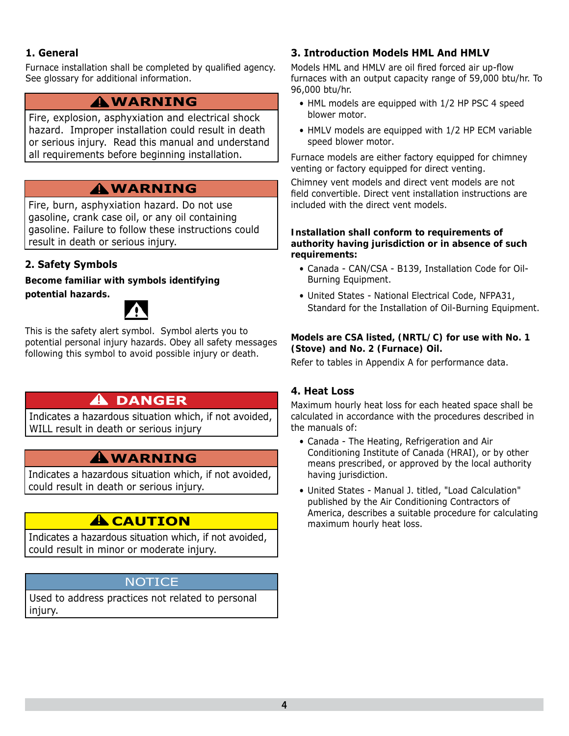## 1. General

Furnace installation shall be completed by qualified agency. See glossary for additional information.

**⚠ WARNING**

Fire, explosion, asphyxiation and electrical shock hazard. Improper installation could result in death or serious injury. Read this manual and understand all requirements before beginning installation.

**⚠ WARNING**

Fire, burn, asphyxiation hazard. Do not use gasoline, crank case oil, or any oil containing gasoline. Failure to follow these instructions could result in death or serious injury.

## 2. Safety Symbols

**Become familiar with symbols identifying potential hazards.**

⚠

This is the safety alert symbol. Symbol alerts you to potential personal injury hazards. Obey all safety messages following this symbol to avoid possible injury or death.

**⚠ DANGER**

Indicates a hazardous situation which, if not avoided, WILL result in death or serious injury

**⚠ WARNING**

Indicates a hazardous situation which, if not avoided, could result in death or serious injury.

**⚠ CAUTION**

Indicates a hazardous situation which, if not avoided, could result in minor or moderate injury.

**NOTICE**

Used to address practices not related to personal injury.

## 3. Introduction Models HML And HMLV

Models HML and HMLV are oil fired forced air up-flow furnaces with an output capacity range of 59,000 btu/hr. To 96,000 btu/hr.

- HML models are equipped with 1/2 HP PSC 4 speed blower motor.
- HMLV models are equipped with 1/2 HP ECM variable speed blower motor.

Furnace models are either factory equipped for chimney venting or factory equipped for direct venting.

Chimney vent models and direct vent models are not field convertible. Direct vent installation instructions are included with the direct vent models.

**Installation shall conform to requirements of authority having jurisdiction or in absence of such requirements:**

- Canada - CAN/CSA - B139, Installation Code for Oil-Burning Equipment.
- United States - National Electrical Code, NFPA31, Standard for the Installation of Oil-Burning Equipment.

**Models are CSA listed, (NRTL/C) for use with No. 1 (Stove) and No. 2 (Furnace) Oil.**

Refer to tables in Appendix A for performance data.

## 4. Heat Loss

Maximum hourly heat loss for each heated space shall be calculated in accordance with the procedures described in the manuals of:

- Canada - The Heating, Refrigeration and Air Conditioning Institute of Canada (HRAI), or by other means prescribed, or approved by the local authority having jurisdiction.
- United States - Manual J. titled, "Load Calculation" published by the Air Conditioning Contractors of America, describes a suitable procedure for calculating maximum hourly heat loss.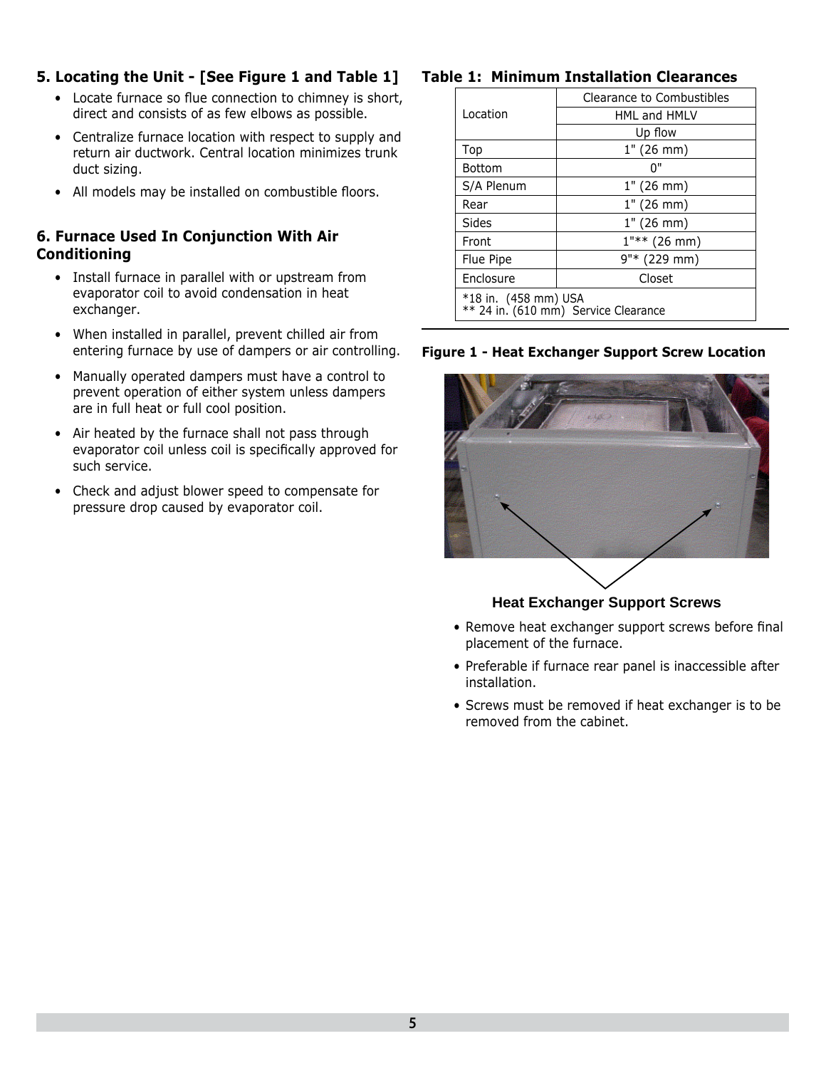## 5. Locating the Unit - [See Figure 1 and Table 1]

- Locate furnace so flue connection to chimney is short, direct and consists of as few elbows as possible.
- Centralize furnace location with respect to supply and return air ductwork. Central location minimizes trunk duct sizing.
- All models may be installed on combustible floors.

## 6. Furnace Used In Conjunction With Air Conditioning

- Install furnace in parallel with or upstream from evaporator coil to avoid condensation in heat exchanger.
- When installed in parallel, prevent chilled air from entering furnace by use of dampers or air controlling.
- Manually operated dampers must have a control to prevent operation of either system unless dampers are in full heat or full cool position.
- Air heated by the furnace shall not pass through evaporator coil unless coil is specifically approved for such service.
- Check and adjust blower speed to compensate for pressure drop caused by evaporator coil.

**Table 1: Minimum Installation Clearances**

| Location | Clearance to Combustibles |
|---|---|
| | HML and HMLV |
| | Up flow |
| Top | 1" (26 mm) |
| Bottom | 0" |
| S/A Plenum | 1" (26 mm) |
| Rear | 1" (26 mm) |
| Sides | 1" (26 mm) |
| Front | 1"** (26 mm) |
| Flue Pipe | 9"* (229 mm) |
| Enclosure | Closet |
| *18 in. (458 mm) USA<br>** 24 in. (610 mm) Service Clearance | |

**Figure 1 - Heat Exchanger Support Screw Location**

**Heat Exchanger Support Screws**

- Remove heat exchanger support screws before final placement of the furnace.
- Preferable if furnace rear panel is inaccessible after installation.
- Screws must be removed if heat exchanger is to be removed from the cabinet.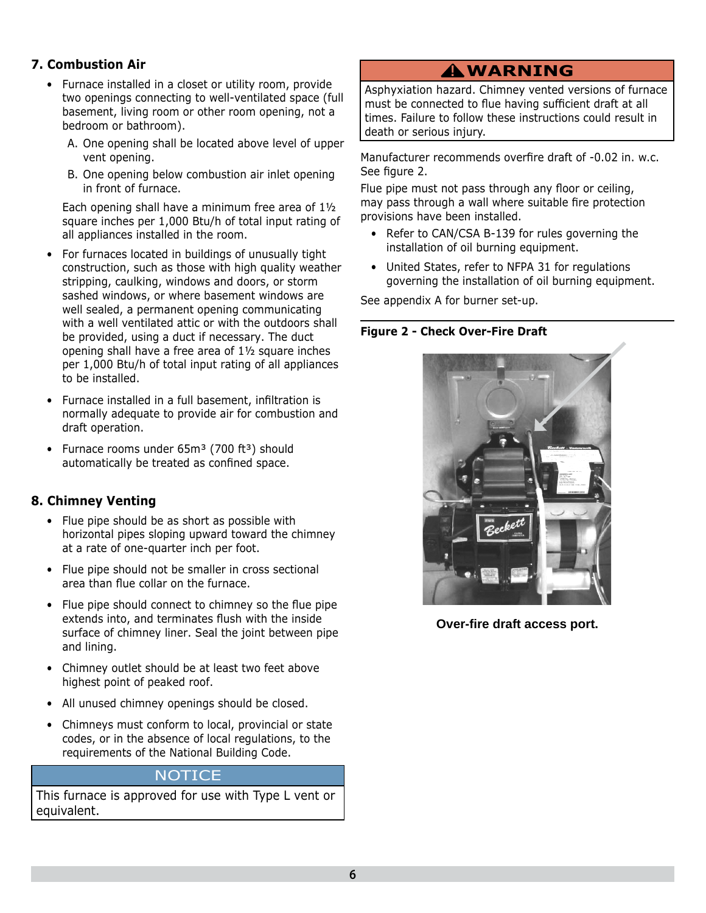## 7. Combustion Air

- Furnace installed in a closet or utility room, provide two openings connecting to well-ventilated space (full basement, living room or other room opening, not a bedroom or bathroom).
  A. One opening shall be located above level of upper vent opening.
  B. One opening below combustion air inlet opening in front of furnace.

  Each opening shall have a minimum free area of 1½ square inches per 1,000 Btu/h of total input rating of all appliances installed in the room.
- For furnaces located in buildings of unusually tight construction, such as those with high quality weather stripping, caulking, windows and doors, or storm sashed windows, or where basement windows are well sealed, a permanent opening communicating with a well ventilated attic or with the outdoors shall be provided, using a duct if necessary. The duct opening shall have a free area of 1½ square inches per 1,000 Btu/h of total input rating of all appliances to be installed.
- Furnace installed in a full basement, infiltration is normally adequate to provide air for combustion and draft operation.
- Furnace rooms under 65m³ (700 ft³) should automatically be treated as confined space.

## 8. Chimney Venting

- Flue pipe should be as short as possible with horizontal pipes sloping upward toward the chimney at a rate of one-quarter inch per foot.
- Flue pipe should not be smaller in cross sectional area than flue collar on the furnace.
- Flue pipe should connect to chimney so the flue pipe extends into, and terminates flush with the inside surface of chimney liner. Seal the joint between pipe and lining.
- Chimney outlet should be at least two feet above highest point of peaked roof.
- All unused chimney openings should be closed.
- Chimneys must conform to local, provincial or state codes, or in the absence of local regulations, to the requirements of the National Building Code.

**NOTICE**

This furnace is approved for use with Type L vent or equivalent.

**⚠ WARNING**

Asphyxiation hazard. Chimney vented versions of furnace must be connected to flue having sufficient draft at all times. Failure to follow these instructions could result in death or serious injury.

Manufacturer recommends overfire draft of -0.02 in. w.c. See figure 2.

Flue pipe must not pass through any floor or ceiling, may pass through a wall where suitable fire protection provisions have been installed.

- Refer to CAN/CSA B-139 for rules governing the installation of oil burning equipment.
- United States, refer to NFPA 31 for regulations governing the installation of oil burning equipment.

See appendix A for burner set-up.

**Figure 2 - Check Over-Fire Draft**

**Over-fire draft access port.**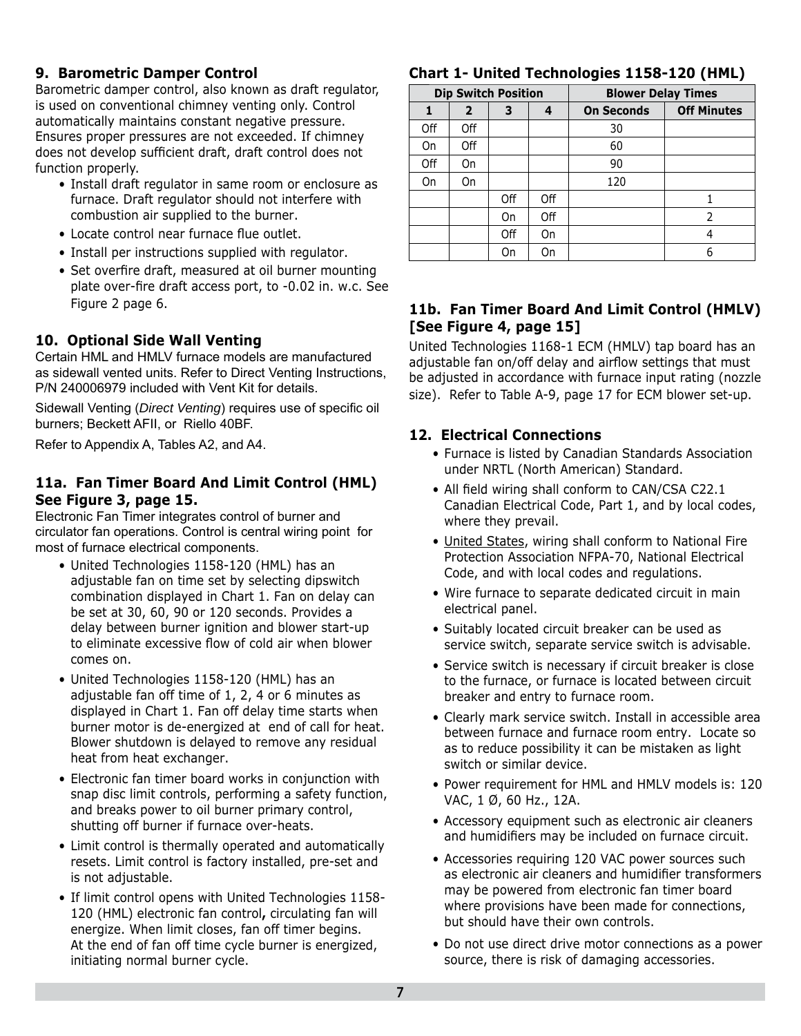## 9. Barometric Damper Control

Barometric damper control, also known as draft regulator, is used on conventional chimney venting only. Control automatically maintains constant negative pressure. Ensures proper pressures are not exceeded. If chimney does not develop sufficient draft, draft control does not function properly.

- Install draft regulator in same room or enclosure as furnace. Draft regulator should not interfere with combustion air supplied to the burner.
- Locate control near furnace flue outlet.
- Install per instructions supplied with regulator.
- Set overfire draft, measured at oil burner mounting plate over-fire draft access port, to -0.02 in. w.c. See Figure 2 page 6.

## 10. Optional Side Wall Venting

Certain HML and HMLV furnace models are manufactured as sidewall vented units. Refer to Direct Venting Instructions, P/N 240006979 included with Vent Kit for details.

Sidewall Venting (*Direct Venting*) requires use of specific oil burners; Beckett AFII, or Riello 40BF.

Refer to Appendix A, Tables A2, and A4.

## 11a. Fan Timer Board And Limit Control (HML) See Figure 3, page 15.

Electronic Fan Timer integrates control of burner and circulator fan operations. Control is central wiring point for most of furnace electrical components.

- United Technologies 1158-120 (HML) has an adjustable fan on time set by selecting dipswitch combination displayed in Chart 1. Fan on delay can be set at 30, 60, 90 or 120 seconds. Provides a delay between burner ignition and blower start-up to eliminate excessive flow of cold air when blower comes on.
- United Technologies 1158-120 (HML) has an adjustable fan off time of 1, 2, 4 or 6 minutes as displayed in Chart 1. Fan off delay time starts when burner motor is de-energized at end of call for heat. Blower shutdown is delayed to remove any residual heat from heat exchanger.
- Electronic fan timer board works in conjunction with snap disc limit controls, performing a safety function, and breaks power to oil burner primary control, shutting off burner if furnace over-heats.
- Limit control is thermally operated and automatically resets. Limit control is factory installed, pre-set and is not adjustable.
- If limit control opens with United Technologies 1158-120 (HML) electronic fan control**,** circulating fan will energize. When limit closes, fan off timer begins. At the end of fan off time cycle burner is energized, initiating normal burner cycle.

### Chart 1- United Technologies 1158-120 (HML)

| Dip Switch Position | | | | Blower Delay Times | |
|---|---|---|---|---|---|
| 1 | 2 | 3 | 4 | On Seconds | Off Minutes |
| Off | Off | | | 30 | |
| On | Off | | | 60 | |
| Off | On | | | 90 | |
| On | On | | | 120 | |
| | | Off | Off | | 1 |
| | | On | Off | | 2 |
| | | Off | On | | 4 |
| | | On | On | | 6 |

## 11b. Fan Timer Board And Limit Control (HMLV) [See Figure 4, page 15]

United Technologies 1168-1 ECM (HMLV) tap board has an adjustable fan on/off delay and airflow settings that must be adjusted in accordance with furnace input rating (nozzle size). Refer to Table A-9, page 17 for ECM blower set-up.

## 12. Electrical Connections

- Furnace is listed by Canadian Standards Association under NRTL (North American) Standard.
- All field wiring shall conform to CAN/CSA C22.1 Canadian Electrical Code, Part 1, and by local codes, where they prevail.
- United States, wiring shall conform to National Fire Protection Association NFPA-70, National Electrical Code, and with local codes and regulations.
- Wire furnace to separate dedicated circuit in main electrical panel.
- Suitably located circuit breaker can be used as service switch, separate service switch is advisable.
- Service switch is necessary if circuit breaker is close to the furnace, or furnace is located between circuit breaker and entry to furnace room.
- Clearly mark service switch. Install in accessible area between furnace and furnace room entry. Locate so as to reduce possibility it can be mistaken as light switch or similar device.
- Power requirement for HML and HMLV models is: 120 VAC, 1 Ø, 60 Hz., 12A.
- Accessory equipment such as electronic air cleaners and humidifiers may be included on furnace circuit.
- Accessories requiring 120 VAC power sources such as electronic air cleaners and humidifier transformers may be powered from electronic fan timer board where provisions have been made for connections, but should have their own controls.
- Do not use direct drive motor connections as a power source, there is risk of damaging accessories.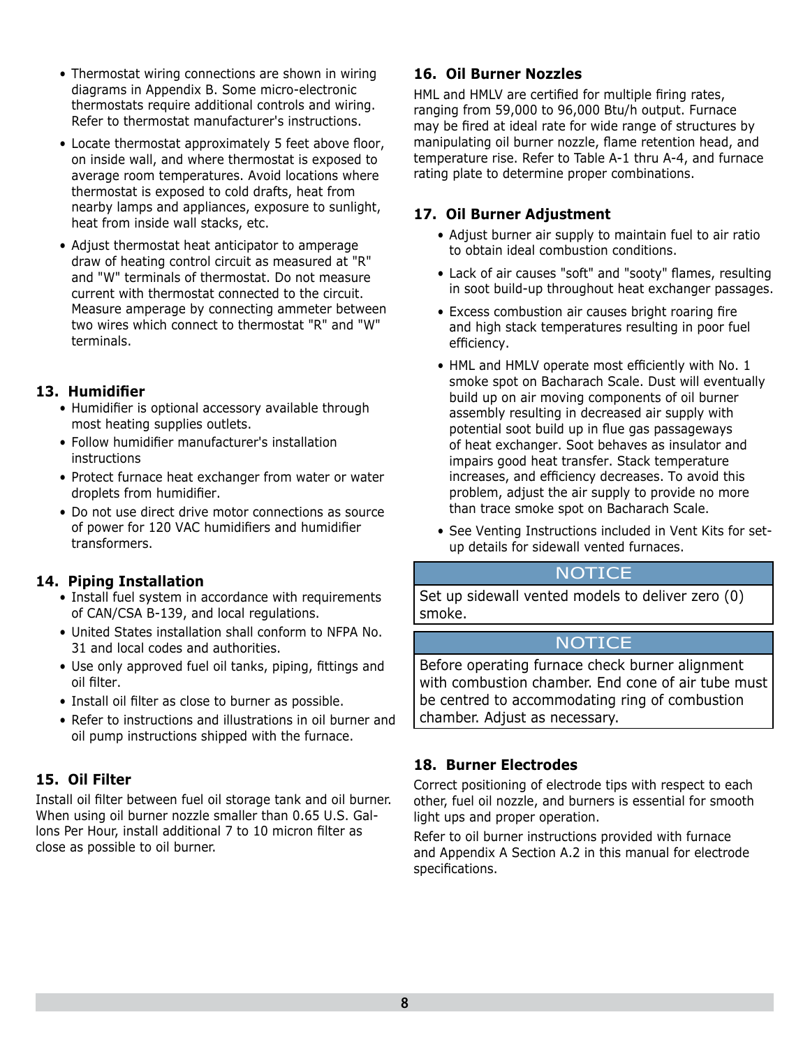- Thermostat wiring connections are shown in wiring diagrams in Appendix B. Some micro-electronic thermostats require additional controls and wiring. Refer to thermostat manufacturer's instructions.
- Locate thermostat approximately 5 feet above floor, on inside wall, and where thermostat is exposed to average room temperatures. Avoid locations where thermostat is exposed to cold drafts, heat from nearby lamps and appliances, exposure to sunlight, heat from inside wall stacks, etc.
- Adjust thermostat heat anticipator to amperage draw of heating control circuit as measured at "R" and "W" terminals of thermostat. Do not measure current with thermostat connected to the circuit. Measure amperage by connecting ammeter between two wires which connect to thermostat "R" and "W" terminals.

## 13. Humidifier

- Humidifier is optional accessory available through most heating supplies outlets.
- Follow humidifier manufacturer's installation instructions
- Protect furnace heat exchanger from water or water droplets from humidifier.
- Do not use direct drive motor connections as source of power for 120 VAC humidifiers and humidifier transformers.

## 14. Piping Installation

- Install fuel system in accordance with requirements of CAN/CSA B-139, and local regulations.
- United States installation shall conform to NFPA No. 31 and local codes and authorities.
- Use only approved fuel oil tanks, piping, fittings and oil filter.
- Install oil filter as close to burner as possible.
- Refer to instructions and illustrations in oil burner and oil pump instructions shipped with the furnace.

## 15. Oil Filter

Install oil filter between fuel oil storage tank and oil burner. When using oil burner nozzle smaller than 0.65 U.S. Gallons Per Hour, install additional 7 to 10 micron filter as close as possible to oil burner.

## 16. Oil Burner Nozzles

HML and HMLV are certified for multiple firing rates, ranging from 59,000 to 96,000 Btu/h output. Furnace may be fired at ideal rate for wide range of structures by manipulating oil burner nozzle, flame retention head, and temperature rise. Refer to Table A-1 thru A-4, and furnace rating plate to determine proper combinations.

## 17. Oil Burner Adjustment

- Adjust burner air supply to maintain fuel to air ratio to obtain ideal combustion conditions.
- Lack of air causes "soft" and "sooty" flames, resulting in soot build-up throughout heat exchanger passages.
- Excess combustion air causes bright roaring fire and high stack temperatures resulting in poor fuel efficiency.
- HML and HMLV operate most efficiently with No. 1 smoke spot on Bacharach Scale. Dust will eventually build up on air moving components of oil burner assembly resulting in decreased air supply with potential soot build up in flue gas passageways of heat exchanger. Soot behaves as insulator and impairs good heat transfer. Stack temperature increases, and efficiency decreases. To avoid this problem, adjust the air supply to provide no more than trace smoke spot on Bacharach Scale.
- See Venting Instructions included in Vent Kits for set-up details for sidewall vented furnaces.

**NOTICE**

Set up sidewall vented models to deliver zero (0) smoke.

**NOTICE**

Before operating furnace check burner alignment with combustion chamber. End cone of air tube must be centred to accommodating ring of combustion chamber. Adjust as necessary.

## 18. Burner Electrodes

Correct positioning of electrode tips with respect to each other, fuel oil nozzle, and burners is essential for smooth light ups and proper operation.

Refer to oil burner instructions provided with furnace and Appendix A Section A.2 in this manual for electrode specifications.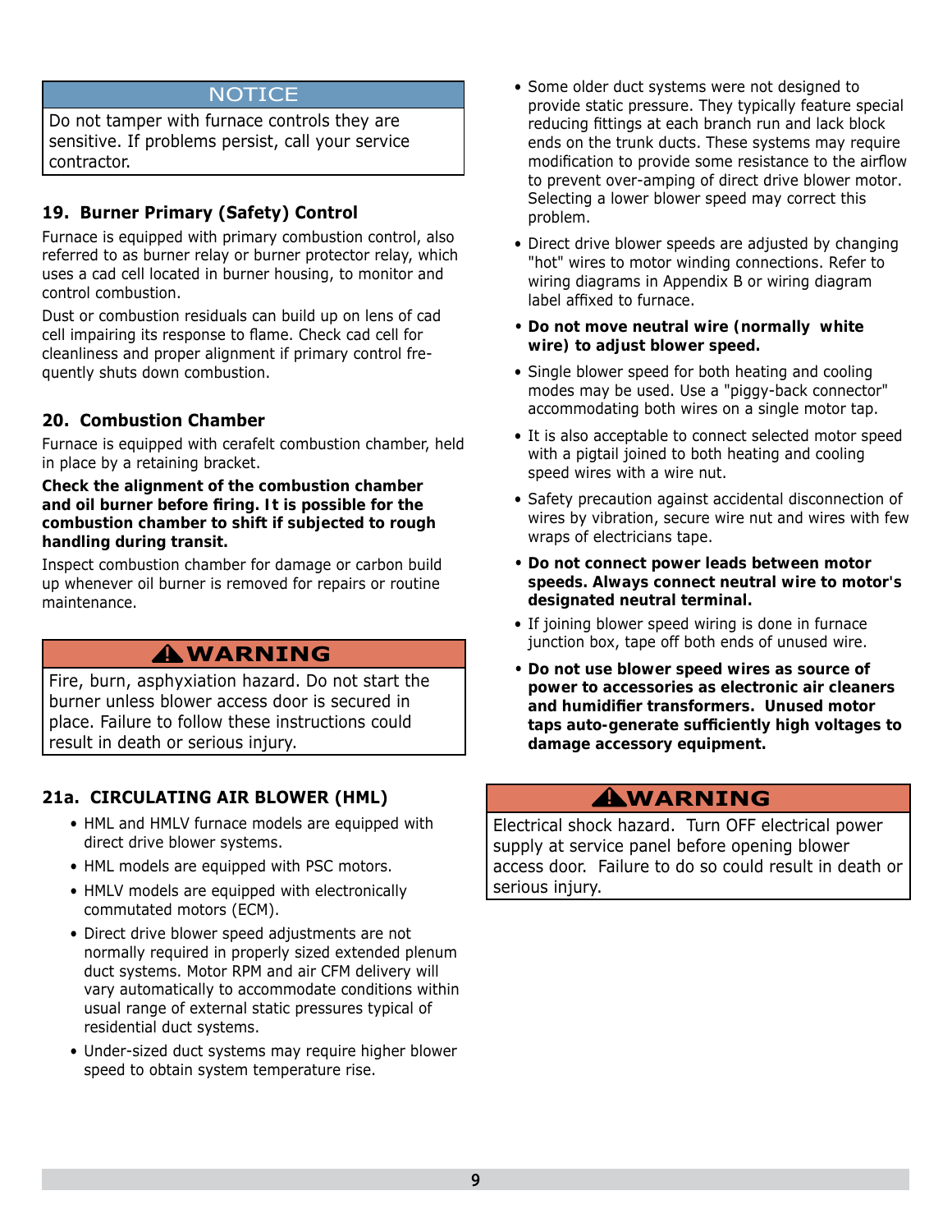**NOTICE**

Do not tamper with furnace controls they are sensitive. If problems persist, call your service contractor.

## 19. Burner Primary (Safety) Control

Furnace is equipped with primary combustion control, also referred to as burner relay or burner protector relay, which uses a cad cell located in burner housing, to monitor and control combustion.

Dust or combustion residuals can build up on lens of cad cell impairing its response to flame. Check cad cell for cleanliness and proper alignment if primary control frequently shuts down combustion.

## 20. Combustion Chamber

Furnace is equipped with cerafelt combustion chamber, held in place by a retaining bracket.

**Check the alignment of the combustion chamber and oil burner before firing. It is possible for the combustion chamber to shift if subjected to rough handling during transit.**

Inspect combustion chamber for damage or carbon build up whenever oil burner is removed for repairs or routine maintenance.

**⚠WARNING**

Fire, burn, asphyxiation hazard. Do not start the burner unless blower access door is secured in place. Failure to follow these instructions could result in death or serious injury.

## 21a. CIRCULATING AIR BLOWER (HML)

- HML and HMLV furnace models are equipped with direct drive blower systems.
- HML models are equipped with PSC motors.
- HMLV models are equipped with electronically commutated motors (ECM).
- Direct drive blower speed adjustments are not normally required in properly sized extended plenum duct systems. Motor RPM and air CFM delivery will vary automatically to accommodate conditions within usual range of external static pressures typical of residential duct systems.
- Under-sized duct systems may require higher blower speed to obtain system temperature rise.
- Some older duct systems were not designed to provide static pressure. They typically feature special reducing fittings at each branch run and lack block ends on the trunk ducts. These systems may require modification to provide some resistance to the airflow to prevent over-amping of direct drive blower motor. Selecting a lower blower speed may correct this problem.
- Direct drive blower speeds are adjusted by changing "hot" wires to motor winding connections. Refer to wiring diagrams in Appendix B or wiring diagram label affixed to furnace.
- **Do not move neutral wire (normally white wire) to adjust blower speed.**
- Single blower speed for both heating and cooling modes may be used. Use a "piggy-back connector" accommodating both wires on a single motor tap.
- It is also acceptable to connect selected motor speed with a pigtail joined to both heating and cooling speed wires with a wire nut.
- Safety precaution against accidental disconnection of wires by vibration, secure wire nut and wires with few wraps of electricians tape.
- **Do not connect power leads between motor speeds. Always connect neutral wire to motor's designated neutral terminal.**
- If joining blower speed wiring is done in furnace junction box, tape off both ends of unused wire.
- **Do not use blower speed wires as source of power to accessories as electronic air cleaners and humidifier transformers. Unused motor taps auto-generate sufficiently high voltages to damage accessory equipment.**

**⚠WARNING**

Electrical shock hazard. Turn OFF electrical power supply at service panel before opening blower access door. Failure to do so could result in death or serious injury.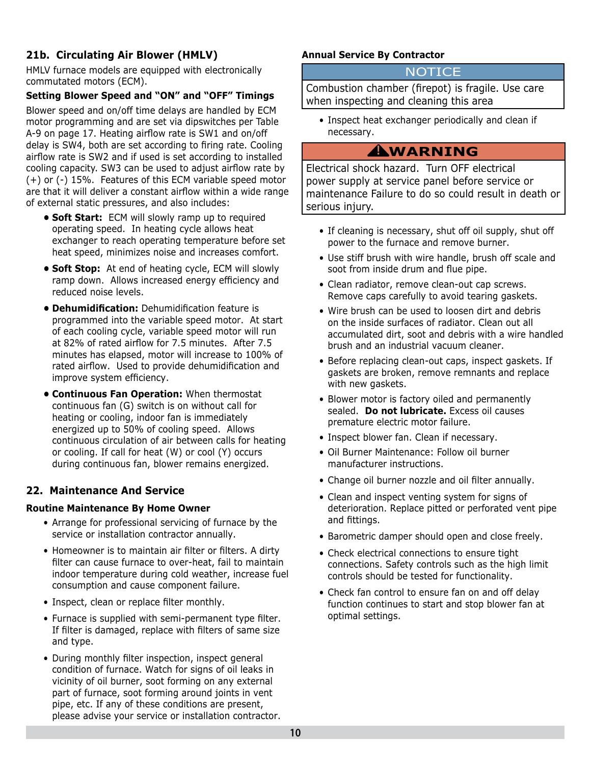## 21b. Circulating Air Blower (HMLV)

HMLV furnace models are equipped with electronically commutated motors (ECM).

### Setting Blower Speed and "ON" and "OFF" Timings

Blower speed and on/off time delays are handled by ECM motor programming and are set via dipswitches per Table A-9 on page 17. Heating airflow rate is SW1 and on/off delay is SW4, both are set according to firing rate. Cooling airflow rate is SW2 and if used is set according to installed cooling capacity. SW3 can be used to adjust airflow rate by (+) or (-) 15%. Features of this ECM variable speed motor are that it will deliver a constant airflow within a wide range of external static pressures, and also includes:

- **Soft Start:** ECM will slowly ramp up to required operating speed. In heating cycle allows heat exchanger to reach operating temperature before set heat speed, minimizes noise and increases comfort.
- **Soft Stop:** At end of heating cycle, ECM will slowly ramp down. Allows increased energy efficiency and reduced noise levels.
- **Dehumidification:** Dehumidification feature is programmed into the variable speed motor. At start of each cooling cycle, variable speed motor will run at 82% of rated airflow for 7.5 minutes. After 7.5 minutes has elapsed, motor will increase to 100% of rated airflow. Used to provide dehumidification and improve system efficiency.
- **Continuous Fan Operation:** When thermostat continuous fan (G) switch is on without call for heating or cooling, indoor fan is immediately energized up to 50% of cooling speed. Allows continuous circulation of air between calls for heating or cooling. If call for heat (W) or cool (Y) occurs during continuous fan, blower remains energized.

## 22. Maintenance And Service

### Routine Maintenance By Home Owner

- Arrange for professional servicing of furnace by the service or installation contractor annually.
- Homeowner is to maintain air filter or filters. A dirty filter can cause furnace to over-heat, fail to maintain indoor temperature during cold weather, increase fuel consumption and cause component failure.
- Inspect, clean or replace filter monthly.
- Furnace is supplied with semi-permanent type filter. If filter is damaged, replace with filters of same size and type.
- During monthly filter inspection, inspect general condition of furnace. Watch for signs of oil leaks in vicinity of oil burner, soot forming on any external part of furnace, soot forming around joints in vent pipe, etc. If any of these conditions are present, please advise your service or installation contractor.

### Annual Service By Contractor

**NOTICE**

Combustion chamber (firepot) is fragile. Use care when inspecting and cleaning this area

- Inspect heat exchanger periodically and clean if necessary.

**⚠WARNING**

Electrical shock hazard. Turn OFF electrical power supply at service panel before service or maintenance Failure to do so could result in death or serious injury.

- If cleaning is necessary, shut off oil supply, shut off power to the furnace and remove burner.
- Use stiff brush with wire handle, brush off scale and soot from inside drum and flue pipe.
- Clean radiator, remove clean-out cap screws. Remove caps carefully to avoid tearing gaskets.
- Wire brush can be used to loosen dirt and debris on the inside surfaces of radiator. Clean out all accumulated dirt, soot and debris with a wire handled brush and an industrial vacuum cleaner.
- Before replacing clean-out caps, inspect gaskets. If gaskets are broken, remove remnants and replace with new gaskets.
- Blower motor is factory oiled and permanently sealed. **Do not lubricate.** Excess oil causes premature electric motor failure.
- Inspect blower fan. Clean if necessary.
- Oil Burner Maintenance: Follow oil burner manufacturer instructions.
- Change oil burner nozzle and oil filter annually.
- Clean and inspect venting system for signs of deterioration. Replace pitted or perforated vent pipe and fittings.
- Barometric damper should open and close freely.
- Check electrical connections to ensure tight connections. Safety controls such as the high limit controls should be tested for functionality.
- Check fan control to ensure fan on and off delay function continues to start and stop blower fan at optimal settings.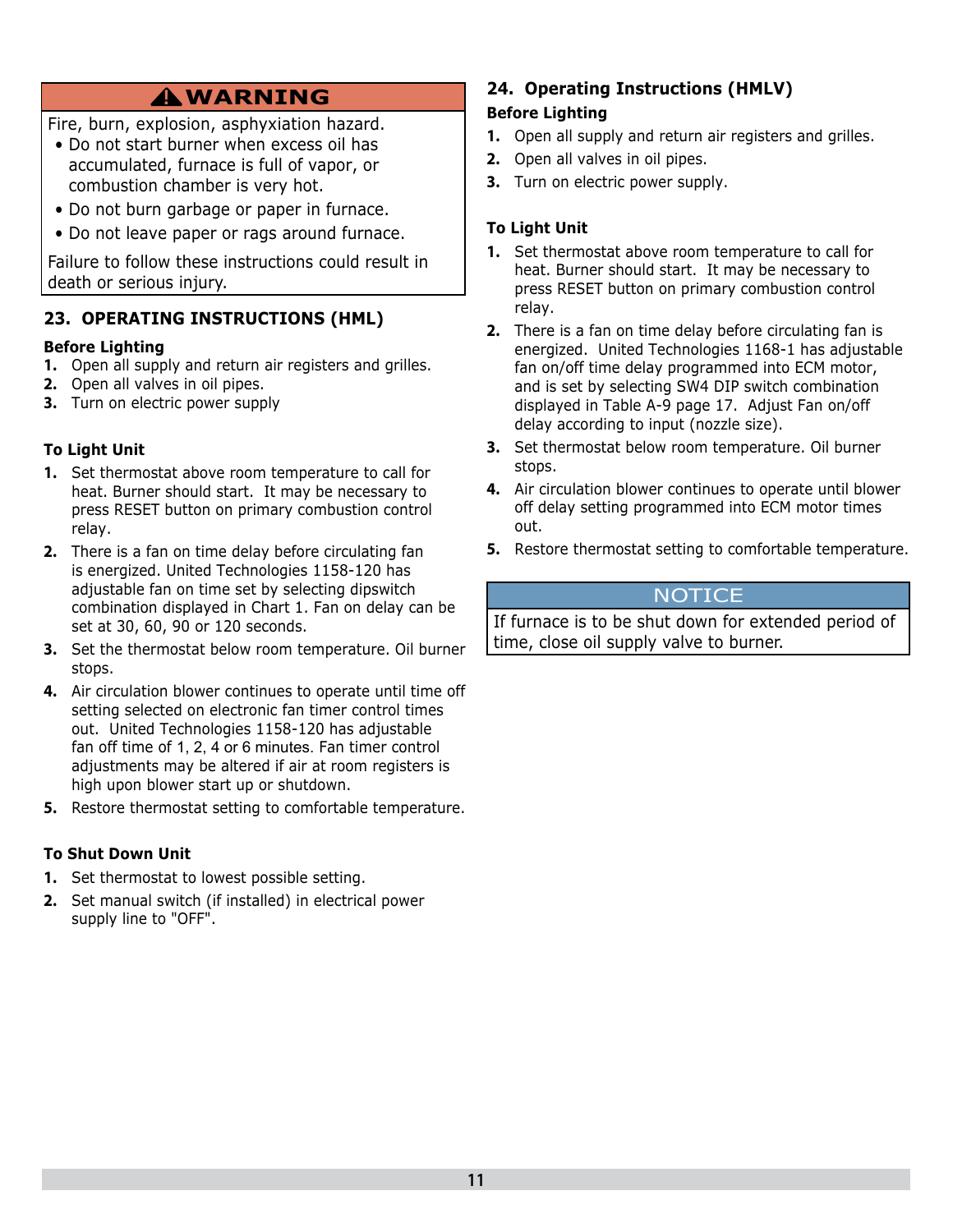**⚠ WARNING**

Fire, burn, explosion, asphyxiation hazard.

- Do not start burner when excess oil has accumulated, furnace is full of vapor, or combustion chamber is very hot.
- Do not burn garbage or paper in furnace.
- Do not leave paper or rags around furnace.

Failure to follow these instructions could result in death or serious injury.

## 23. OPERATING INSTRUCTIONS (HML)

### Before Lighting

1. Open all supply and return air registers and grilles.
2. Open all valves in oil pipes.
3. Turn on electric power supply

### To Light Unit

1. Set thermostat above room temperature to call for heat. Burner should start. It may be necessary to press RESET button on primary combustion control relay.
2. There is a fan on time delay before circulating fan is energized. United Technologies 1158-120 has adjustable fan on time set by selecting dipswitch combination displayed in Chart 1. Fan on delay can be set at 30, 60, 90 or 120 seconds.
3. Set the thermostat below room temperature. Oil burner stops.
4. Air circulation blower continues to operate until time off setting selected on electronic fan timer control times out. United Technologies 1158-120 has adjustable fan off time of 1, 2, 4 or 6 minutes. Fan timer control adjustments may be altered if air at room registers is high upon blower start up or shutdown.
5. Restore thermostat setting to comfortable temperature.

### To Shut Down Unit

1. Set thermostat to lowest possible setting.
2. Set manual switch (if installed) in electrical power supply line to "OFF".

## 24. Operating Instructions (HMLV)

### Before Lighting

1. Open all supply and return air registers and grilles.
2. Open all valves in oil pipes.
3. Turn on electric power supply.

### To Light Unit

1. Set thermostat above room temperature to call for heat. Burner should start. It may be necessary to press RESET button on primary combustion control relay.
2. There is a fan on time delay before circulating fan is energized. United Technologies 1168-1 has adjustable fan on/off time delay programmed into ECM motor, and is set by selecting SW4 DIP switch combination displayed in Table A-9 page 17. Adjust Fan on/off delay according to input (nozzle size).
3. Set thermostat below room temperature. Oil burner stops.
4. Air circulation blower continues to operate until blower off delay setting programmed into ECM motor times out.
5. Restore thermostat setting to comfortable temperature.

**NOTICE**

If furnace is to be shut down for extended period of time, close oil supply valve to burner.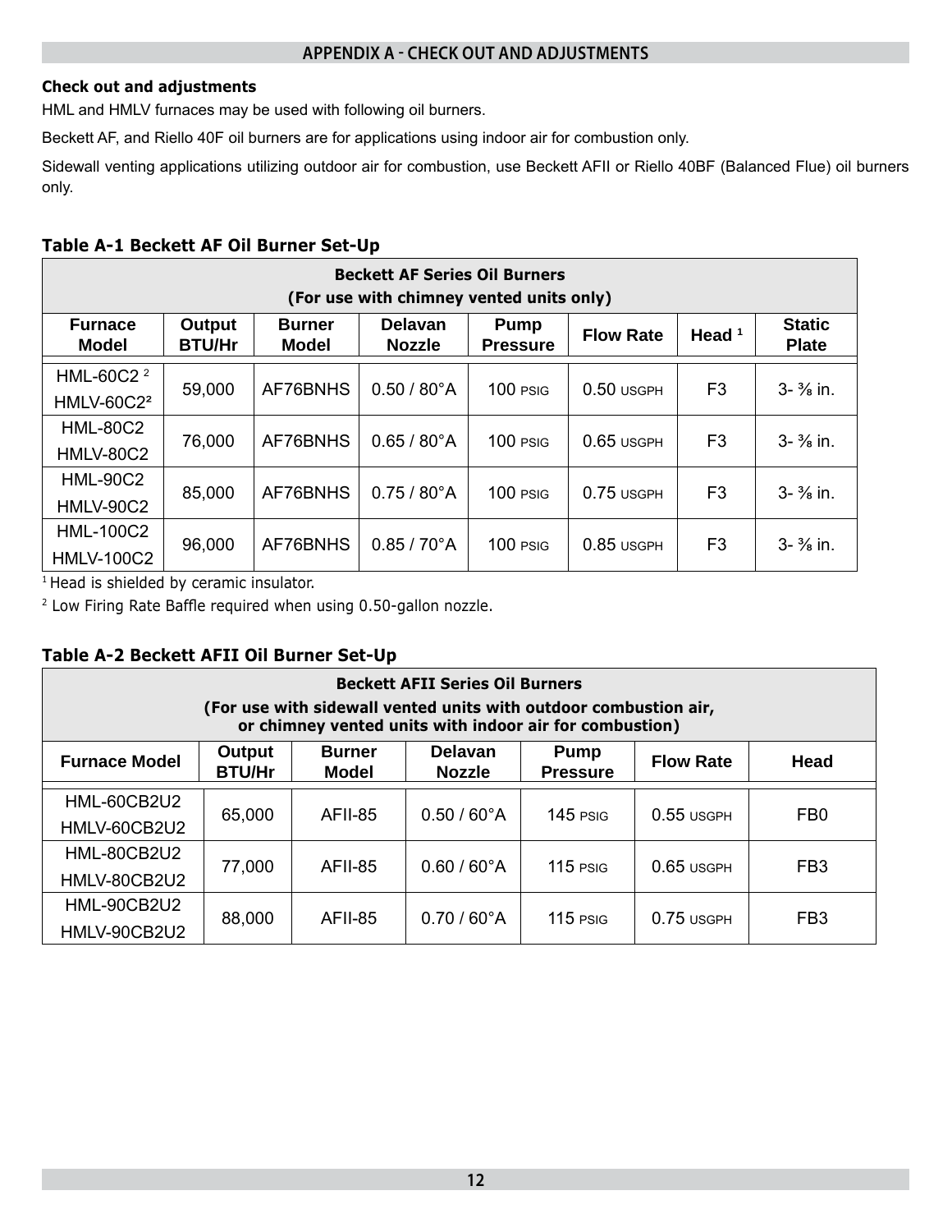## APPENDIX A - CHECK OUT AND ADJUSTMENTS

**Check out and adjustments**

HML and HMLV furnaces may be used with following oil burners.

Beckett AF, and Riello 40F oil burners are for applications using indoor air for combustion only.

Sidewall venting applications utilizing outdoor air for combustion, use Beckett AFII or Riello 40BF (Balanced Flue) oil burners only.

**Table A-1 Beckett AF Oil Burner Set-Up**

| Beckett AF Series Oil Burners (For use with chimney vented units only) | | | | | | | |
|---|---|---|---|---|---|---|---|
| Furnace Model | Output BTU/Hr | Burner Model | Delavan Nozzle | Pump Pressure | Flow Rate | Head [1] | Static Plate |
| HML-60C2 [2] HMLV-60C2 [2] | 59,000 | AF76BNHS | 0.50 / 80°A | 100 PSIG | 0.50 USGPH | F3 | 3- ⅜ in. |
| HML-80C2 HMLV-80C2 | 76,000 | AF76BNHS | 0.65 / 80°A | 100 PSIG | 0.65 USGPH | F3 | 3- ⅜ in. |
| HML-90C2 HMLV-90C2 | 85,000 | AF76BNHS | 0.75 / 80°A | 100 PSIG | 0.75 USGPH | F3 | 3- ⅜ in. |
| HML-100C2 HMLV-100C2 | 96,000 | AF76BNHS | 0.85 / 70°A | 100 PSIG | 0.85 USGPH | F3 | 3- ⅜ in. |

[1] Head is shielded by ceramic insulator.

[2] Low Firing Rate Baffle required when using 0.50-gallon nozzle.

**Table A-2 Beckett AFII Oil Burner Set-Up**

| Beckett AFII Series Oil Burners (For use with sidewall vented units with outdoor combustion air, or chimney vented units with indoor air for combustion) | | | | | | |
|---|---|---|---|---|---|---|
| Furnace Model | Output BTU/Hr | Burner Model | Delavan Nozzle | Pump Pressure | Flow Rate | Head |
| HML-60CB2U2 HMLV-60CB2U2 | 65,000 | AFII-85 | 0.50 / 60°A | 145 PSIG | 0.55 USGPH | FB0 |
| HML-80CB2U2 HMLV-80CB2U2 | 77,000 | AFII-85 | 0.60 / 60°A | 115 PSIG | 0.65 USGPH | FB3 |
| HML-90CB2U2 HMLV-90CB2U2 | 88,000 | AFII-85 | 0.70 / 60°A | 115 PSIG | 0.75 USGPH | FB3 |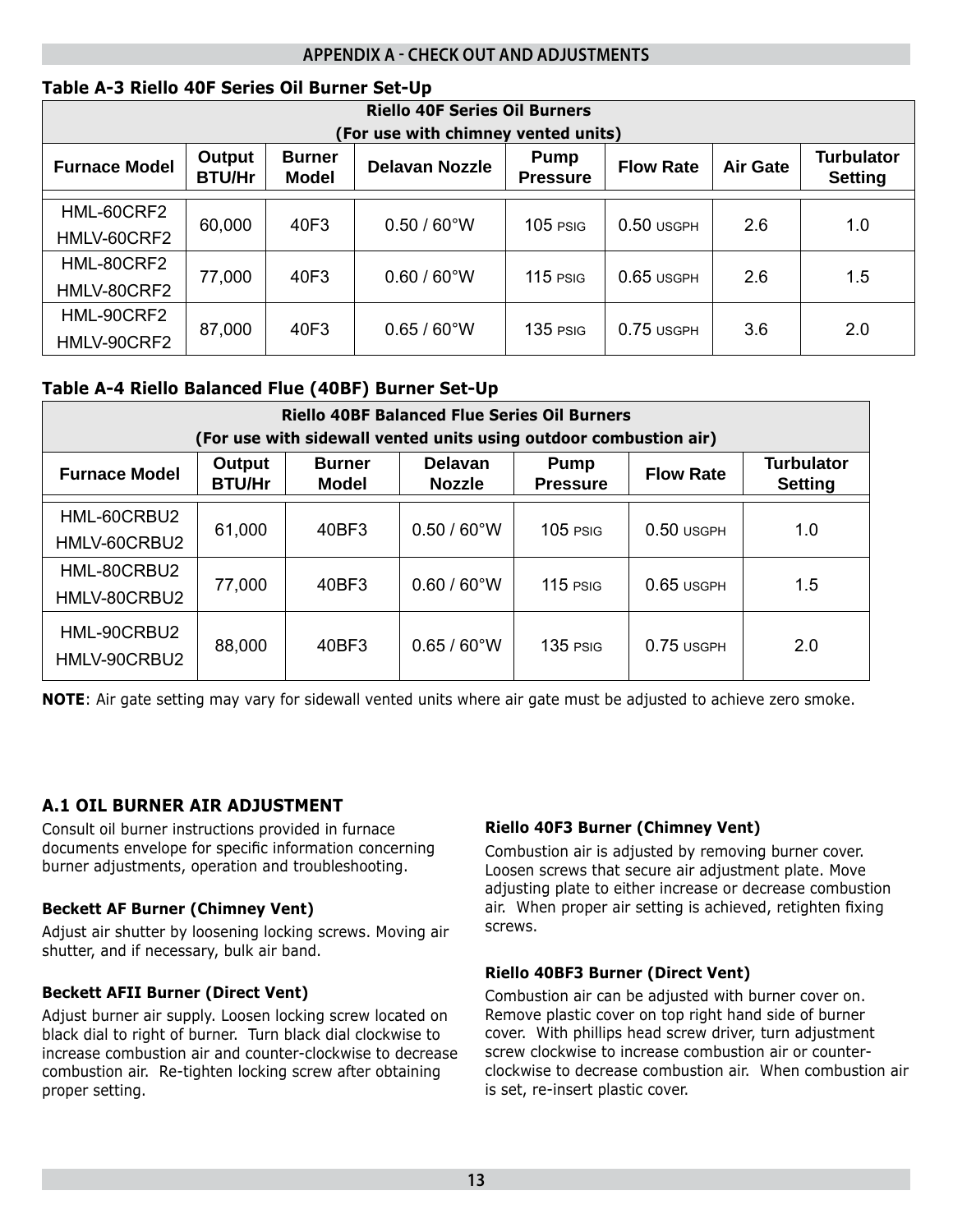## APPENDIX A - CHECK OUT AND ADJUSTMENTS

### Table A-3 Riello 40F Series Oil Burner Set-Up

| Riello 40F Series Oil Burners (For use with chimney vented units) | | | | | | | |
|---|---|---|---|---|---|---|---|
| **Furnace Model** | **Output BTU/Hr** | **Burner Model** | **Delavan Nozzle** | **Pump Pressure** | **Flow Rate** | **Air Gate** | **Turbulator Setting** |
| HML-60CRF2 HMLV-60CRF2 | 60,000 | 40F3 | 0.50 / 60°W | 105 PSIG | 0.50 USGPH | 2.6 | 1.0 |
| HML-80CRF2 HMLV-80CRF2 | 77,000 | 40F3 | 0.60 / 60°W | 115 PSIG | 0.65 USGPH | 2.6 | 1.5 |
| HML-90CRF2 HMLV-90CRF2 | 87,000 | 40F3 | 0.65 / 60°W | 135 PSIG | 0.75 USGPH | 3.6 | 2.0 |

### Table A-4 Riello Balanced Flue (40BF) Burner Set-Up

| Riello 40BF Balanced Flue Series Oil Burners (For use with sidewall vented units using outdoor combustion air) | | | | | | |
|---|---|---|---|---|---|---|
| **Furnace Model** | **Output BTU/Hr** | **Burner Model** | **Delavan Nozzle** | **Pump Pressure** | **Flow Rate** | **Turbulator Setting** |
| HML-60CRBU2 HMLV-60CRBU2 | 61,000 | 40BF3 | 0.50 / 60°W | 105 PSIG | 0.50 USGPH | 1.0 |
| HML-80CRBU2 HMLV-80CRBU2 | 77,000 | 40BF3 | 0.60 / 60°W | 115 PSIG | 0.65 USGPH | 1.5 |
| HML-90CRBU2 HMLV-90CRBU2 | 88,000 | 40BF3 | 0.65 / 60°W | 135 PSIG | 0.75 USGPH | 2.0 |

**NOTE**: Air gate setting may vary for sidewall vented units where air gate must be adjusted to achieve zero smoke.

### A.1 OIL BURNER AIR ADJUSTMENT

Consult oil burner instructions provided in furnace documents envelope for specific information concerning burner adjustments, operation and troubleshooting.

#### Beckett AF Burner (Chimney Vent)

Adjust air shutter by loosening locking screws. Moving air shutter, and if necessary, bulk air band.

#### Beckett AFII Burner (Direct Vent)

Adjust burner air supply. Loosen locking screw located on black dial to right of burner. Turn black dial clockwise to increase combustion air and counter-clockwise to decrease combustion air. Re-tighten locking screw after obtaining proper setting.

#### Riello 40F3 Burner (Chimney Vent)

Combustion air is adjusted by removing burner cover. Loosen screws that secure air adjustment plate. Move adjusting plate to either increase or decrease combustion air. When proper air setting is achieved, retighten fixing screws.

#### Riello 40BF3 Burner (Direct Vent)

Combustion air can be adjusted with burner cover on. Remove plastic cover on top right hand side of burner cover. With phillips head screw driver, turn adjustment screw clockwise to increase combustion air or counter-clockwise to decrease combustion air. When combustion air is set, re-insert plastic cover.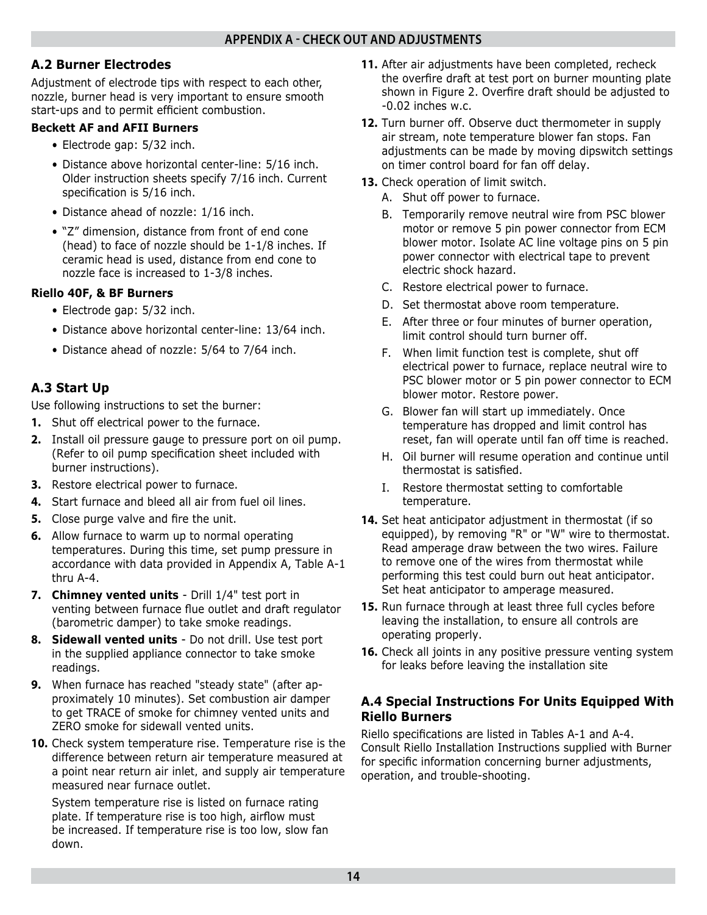## APPENDIX A - CHECK OUT AND ADJUSTMENTS

### A.2 Burner Electrodes

Adjustment of electrode tips with respect to each other, nozzle, burner head is very important to ensure smooth start-ups and to permit efficient combustion.

**Beckett AF and AFII Burners**

- Electrode gap: 5/32 inch.
- Distance above horizontal center-line: 5/16 inch. Older instruction sheets specify 7/16 inch. Current specification is 5/16 inch.
- Distance ahead of nozzle: 1/16 inch.
- "Z" dimension, distance from front of end cone (head) to face of nozzle should be 1-1/8 inches. If ceramic head is used, distance from end cone to nozzle face is increased to 1-3/8 inches.

**Riello 40F, & BF Burners**

- Electrode gap: 5/32 inch.
- Distance above horizontal center-line: 13/64 inch.
- Distance ahead of nozzle: 5/64 to 7/64 inch.

### A.3 Start Up

Use following instructions to set the burner:

1. Shut off electrical power to the furnace.
2. Install oil pressure gauge to pressure port on oil pump. (Refer to oil pump specification sheet included with burner instructions).
3. Restore electrical power to furnace.
4. Start furnace and bleed all air from fuel oil lines.
5. Close purge valve and fire the unit.
6. Allow furnace to warm up to normal operating temperatures. During this time, set pump pressure in accordance with data provided in Appendix A, Table A-1 thru A-4.
7. **Chimney vented units** - Drill 1/4" test port in venting between furnace flue outlet and draft regulator (barometric damper) to take smoke readings.
8. **Sidewall vented units** - Do not drill. Use test port in the supplied appliance connector to take smoke readings.
9. When furnace has reached "steady state" (after approximately 10 minutes). Set combustion air damper to get TRACE of smoke for chimney vented units and ZERO smoke for sidewall vented units.
10. Check system temperature rise. Temperature rise is the difference between return air temperature measured at a point near return air inlet, and supply air temperature measured near furnace outlet.

    System temperature rise is listed on furnace rating plate. If temperature rise is too high, airflow must be increased. If temperature rise is too low, slow fan down.
11. After air adjustments have been completed, recheck the overfire draft at test port on burner mounting plate shown in Figure 2. Overfire draft should be adjusted to -0.02 inches w.c.
12. Turn burner off. Observe duct thermometer in supply air stream, note temperature blower fan stops. Fan adjustments can be made by moving dipswitch settings on timer control board for fan off delay.
13. Check operation of limit switch.
    A. Shut off power to furnace.
    B. Temporarily remove neutral wire from PSC blower motor or remove 5 pin power connector from ECM blower motor. Isolate AC line voltage pins on 5 pin power connector with electrical tape to prevent electric shock hazard.
    C. Restore electrical power to furnace.
    D. Set thermostat above room temperature.
    E. After three or four minutes of burner operation, limit control should turn burner off.
    F. When limit function test is complete, shut off electrical power to furnace, replace neutral wire to PSC blower motor or 5 pin power connector to ECM blower motor. Restore power.
    G. Blower fan will start up immediately. Once temperature has dropped and limit control has reset, fan will operate until fan off time is reached.
    H. Oil burner will resume operation and continue until thermostat is satisfied.
    I. Restore thermostat setting to comfortable temperature.
14. Set heat anticipator adjustment in thermostat (if so equipped), by removing "R" or "W" wire to thermostat. Read amperage draw between the two wires. Failure to remove one of the wires from thermostat while performing this test could burn out heat anticipator. Set heat anticipator to amperage measured.
15. Run furnace through at least three full cycles before leaving the installation, to ensure all controls are operating properly.
16. Check all joints in any positive pressure venting system for leaks before leaving the installation site

### A.4 Special Instructions For Units Equipped With Riello Burners

Riello specifications are listed in Tables A-1 and A-4. Consult Riello Installation Instructions supplied with Burner for specific information concerning burner adjustments, operation, and trouble-shooting.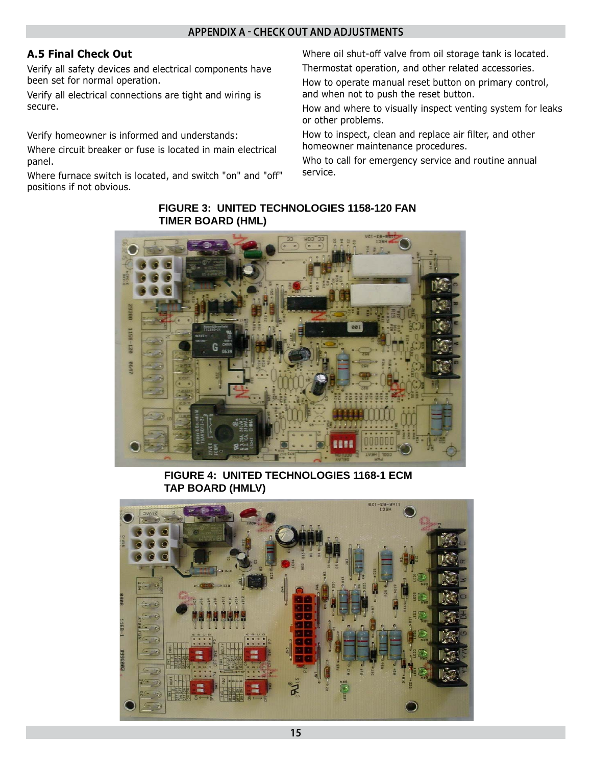## A.5 Final Check Out

Verify all safety devices and electrical components have been set for normal operation.

Verify all electrical connections are tight and wiring is secure.

Verify homeowner is informed and understands:

Where circuit breaker or fuse is located in main electrical panel.

Where furnace switch is located, and switch "on" and "off" positions if not obvious.

Where oil shut-off valve from oil storage tank is located.

Thermostat operation, and other related accessories.

How to operate manual reset button on primary control, and when not to push the reset button.

How and where to visually inspect venting system for leaks or other problems.

How to inspect, clean and replace air filter, and other homeowner maintenance procedures.

Who to call for emergency service and routine annual service.

**FIGURE 3: UNITED TECHNOLOGIES 1158-120 FAN TIMER BOARD (HML)**

**FIGURE 4: UNITED TECHNOLOGIES 1168-1 ECM TAP BOARD (HMLV)**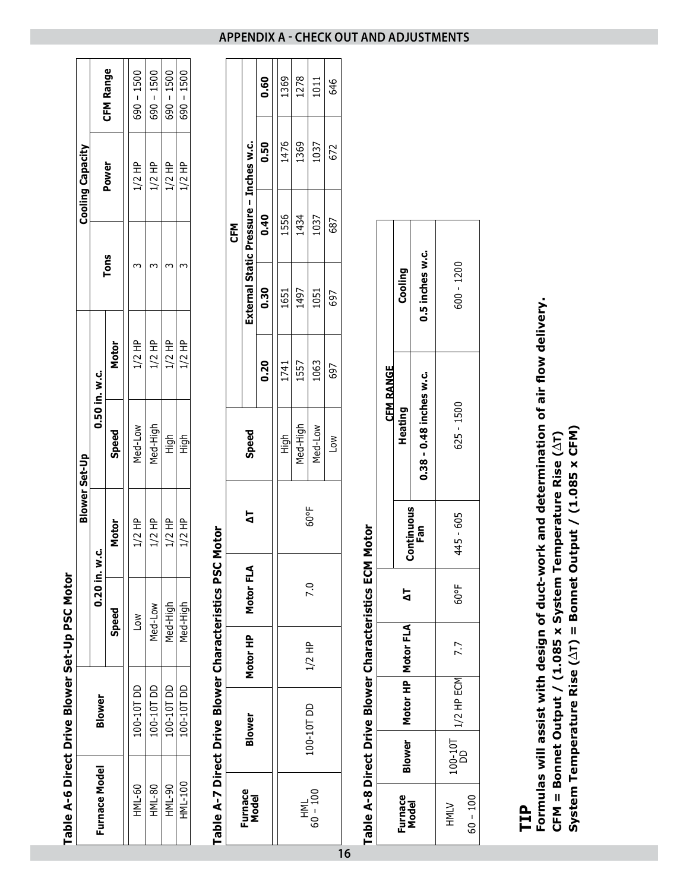## APPENDIX A - CHECK OUT AND ADJUSTMENTS

**Table A-6 Direct Drive Blower Set-Up PSC Motor**

| Furnace Model | Blower | Blower Set-Up | | | | Cooling Capacity | | |
|---|---|---|---|---|---|---|---|---|
| | | 0.20 in. w.c. | | 0.50 in. w.c. | | Tons | Power | CFM Range |
| | | Speed | Motor | Speed | Motor | | | |
| HML-60 | 100-10T DD | Low | 1/2 HP | Med-Low | 1/2 HP | 3 | 1/2 HP | 690 – 1500 |
| HML-80 | 100-10T DD | Med-Low | 1/2 HP | Med-High | 1/2 HP | 3 | 1/2 HP | 690 – 1500 |
| HML-90 | 100-10T DD | Med-High | 1/2 HP | High | 1/2 HP | 3 | 1/2 HP | 690 – 1500 |
| HML-100 | 100-10T DD | Med-High | 1/2 HP | High | 1/2 HP | 3 | 1/2 HP | 690 – 1500 |

**Table A-7 Direct Drive Blower Characteristics PSC Motor**

| Furnace Model | Blower | Motor HP | Motor FLA | ΔT | Speed | CFM | | | | |
|---|---|---|---|---|---|---|---|---|---|---|
| | | | | | | External Static Pressure – Inches w.c. | | | | |
| | | | | | | 0.20 | 0.30 | 0.40 | 0.50 | 0.60 |
| HML 60 – 100 | 100-10T DD | 1/2 HP | 7.0 | 60°F | High | 1741 | 1651 | 1556 | 1476 | 1369 |
| | | | | | Med-High | 1557 | 1497 | 1434 | 1369 | 1278 |
| | | | | | Med-Low | 1063 | 1051 | 1037 | 1037 | 1011 |
| | | | | | Low | 697 | 697 | 687 | 672 | 646 |

**Table A-8 Direct Drive Blower Characteristics ECM Motor**

| Furnace Model | Blower | Motor HP | Motor FLA | ΔT | CFM RANGE | | |
|---|---|---|---|---|---|---|---|
| | | | | | Continuous Fan | Heating | Cooling |
| | | | | | | 0.38 - 0.48 inches w.c. | 0.5 inches w.c. |
| HMLV 60 – 100 | 100-10T DD | 1/2 HP ECM | 7.7 | 60°F | 445 - 605 | 625 - 1500 | 600 - 1200 |

## TIP

**Formulas will assist with design of duct-work and determination of air flow delivery.**

**CFM = Bonnet Output / (1.085 x System Temperature Rise (ΔT)**

**System Temperature Rise (ΔT) = Bonnet Output / (1.085 x CFM)**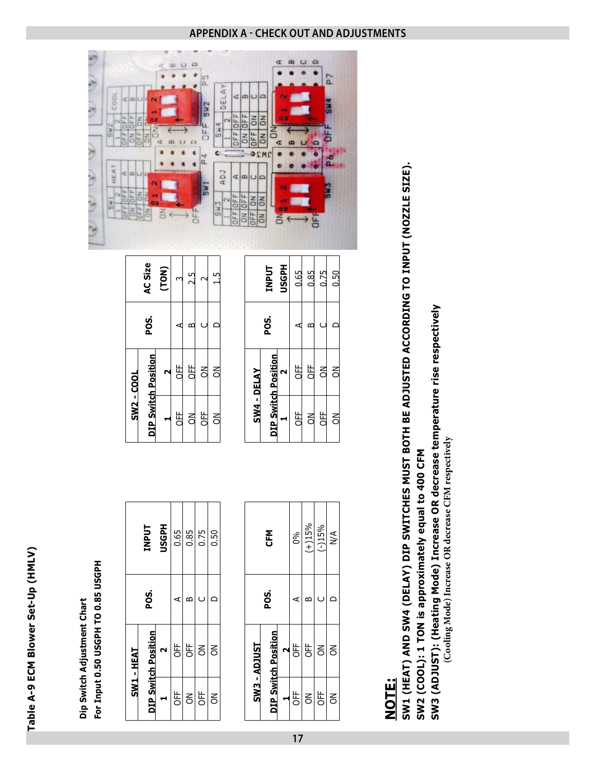## APPENDIX A - CHECK OUT AND ADJUSTMENTS

### Table A-9 ECM Blower Set-Up (HMLV)

**Dip Switch Adjustment Chart**
**For Input 0.50 USGPH TO 0.85 USGPH**

| SW1 - HEAT | | POS. | INPUT |
|---|---|---|---|
| DIP Switch Position | | | USGPH |
| 1 | 2 | | |
| OFF | OFF | A | 0.65 |
| ON | OFF | B | 0.85 |
| OFF | ON | C | 0.75 |
| ON | ON | D | 0.50 |

| SW2 - COOL | | POS. | AC Size |
|---|---|---|---|
| DIP Switch Position | | | (TON) |
| 1 | 2 | | |
| OFF | OFF | A | 3 |
| ON | OFF | B | 2.5 |
| OFF | ON | C | 2 |
| ON | ON | D | 1.5 |

| SW3 - ADJUST | | POS. | CFM |
|---|---|---|---|
| DIP Switch Position | | | |
| 1 | 2 | | |
| OFF | OFF | A | 0% |
| ON | OFF | B | (+)15% |
| OFF | ON | C | (-)15% |
| ON | ON | D | N/A |

| SW4 - DELAY | | POS. | INPUT |
|---|---|---|---|
| DIP Switch Position | | | USGPH |
| 1 | 2 | | |
| OFF | OFF | A | 0.65 |
| ON | OFF | B | 0.85 |
| OFF | ON | C | 0.75 |
| ON | ON | D | 0.50 |

## NOTE:

**SW1 (HEAT) AND SW4 (DELAY) DIP SWITCHES MUST BOTH BE ADJUSTED ACCORDING TO INPUT (NOZZLE SIZE).**

**SW2 (COOL): 1 TON is approximately equal to 400 CFM**

**SW3 (ADJUST): (Heating Mode) Increase OR decrease temperature rise respectively**
**(Cooling Mode) Increase OR decrease CFM respectively**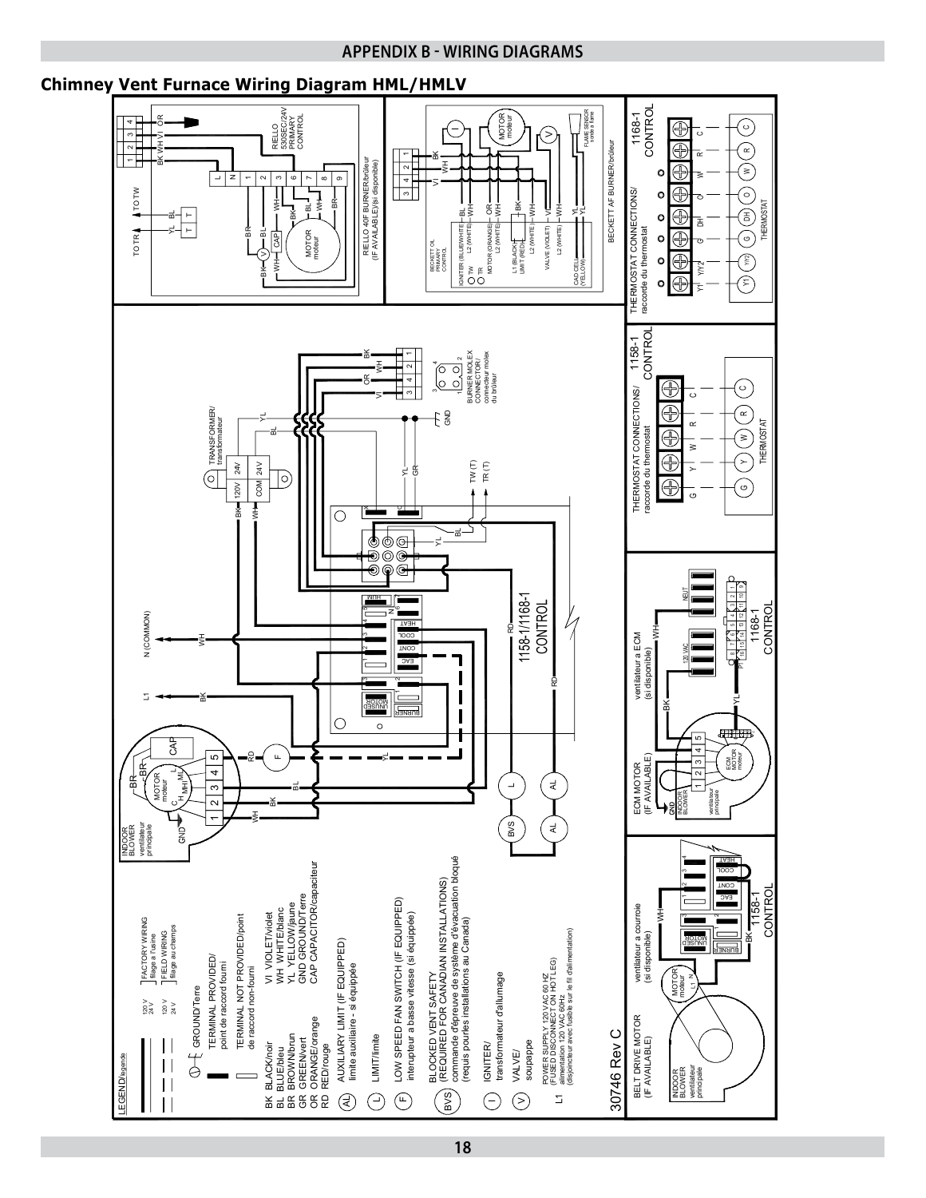## APPENDIX B - WIRING DIAGRAMS

### Chimney Vent Furnace Wiring Diagram HML/HMLV

LEGEND/légende

- 120 V / 24 V — FACTORY WIRING / filage a l'usine
- 120 V / 24 V — FIELD WIRING / filage au champs
- GROUND/Terre
- TERMINAL PROVIDED/point de raccord fourni
- TERMINAL NOT PROVIDED/point de raccord non-fourni

| | |
|---|---|
| BK BLACK/noir | VI VIOLET/violet |
| BL BLUE/bleu | WH WHITE/blanc |
| BR BROWN/brun | YL YELLOW/jaune |
| GR GREEN/vert | GND GROUND/Terre |
| OR ORANGE/orange | CAP CAPACITOR/capaciteur |
| RD RED/rouge | |

- AL — AUXILIARY LIMIT (IF EQUIPPED) / limite auxiliaire - si équippée
- L — LIMIT/limite
- F — LOW SPEED FAN SWITCH (IF EQUIPPED) / interupteur a basse vitesse (si équippée)
- BVS — BLOCKED VENT SAFETY (REQUIRED FOR CANADIAN INSTALLATIONS) / commande d'épreuve de système d'évacuation bloqué (requis pourles installations au Canada)
- I — IGNITER/ transformateur d'allumage
- V — VALVE/ soupappe
- L1 — POWER SUPPLY 120 VAC 60 HZ (FUSED DISCONNECT ON HOT LEG) / alimentation 120 VAC 60Hz (disjoncteur avec fusible sur le fil d'alimentation)

30746 Rev C

INDOOR BLOWER / ventilateur principale — MOTOR moteur; CAP; L1; N (COMMON); TRANSFORMER/transformateur 120V 24V COM 24V; 1158-1/1168-1 CONTROL; BURNER MOLEX CONNECTOR/ connecteur molex du brûleur; TW (T); TR (T); GND

RIELLO 40F BURNER/brûleur (IF AVAILABLE)/(si disponible) — RIELLO 530SEC/24V PRIMARY CONTROL; TO TR; TO TW

BECKETT AF BURNER/brûleur — BECKETT OIL PRIMARY CONTROL; IGNITER (BLUE/WHITE); MOTOR (ORANGE); L1 (BLACK) LIMIT (RED); VALVE (VIOLET); CAD CELL (YELLOW); FLAME SENSOR sonde à flame

THERMOSTAT CONNECTIONS/ raccorde du thermostat — 1158-1 CONTROL: G Y W R C; THERMOSTAT

THERMOSTAT CONNECTIONS/ raccorde du thermostat — 1168-1 CONTROL: Y1 Y/Y2 G DH O W R C; THERMOSTAT

BELT DRIVE MOTOR (IF AVAILABLE) — ventilateur a courroie (si disponible); INDOOR BLOWER ventilateur principale; 1158-1 CONTROL

ECM MOTOR (IF AVAILABLE) — ventilateur a ECM (si disponible); INDOOR BLOWER ventilateur principale; ECM MOTOR moteur; 120 VAC; NEUT; 1168-1 CONTROL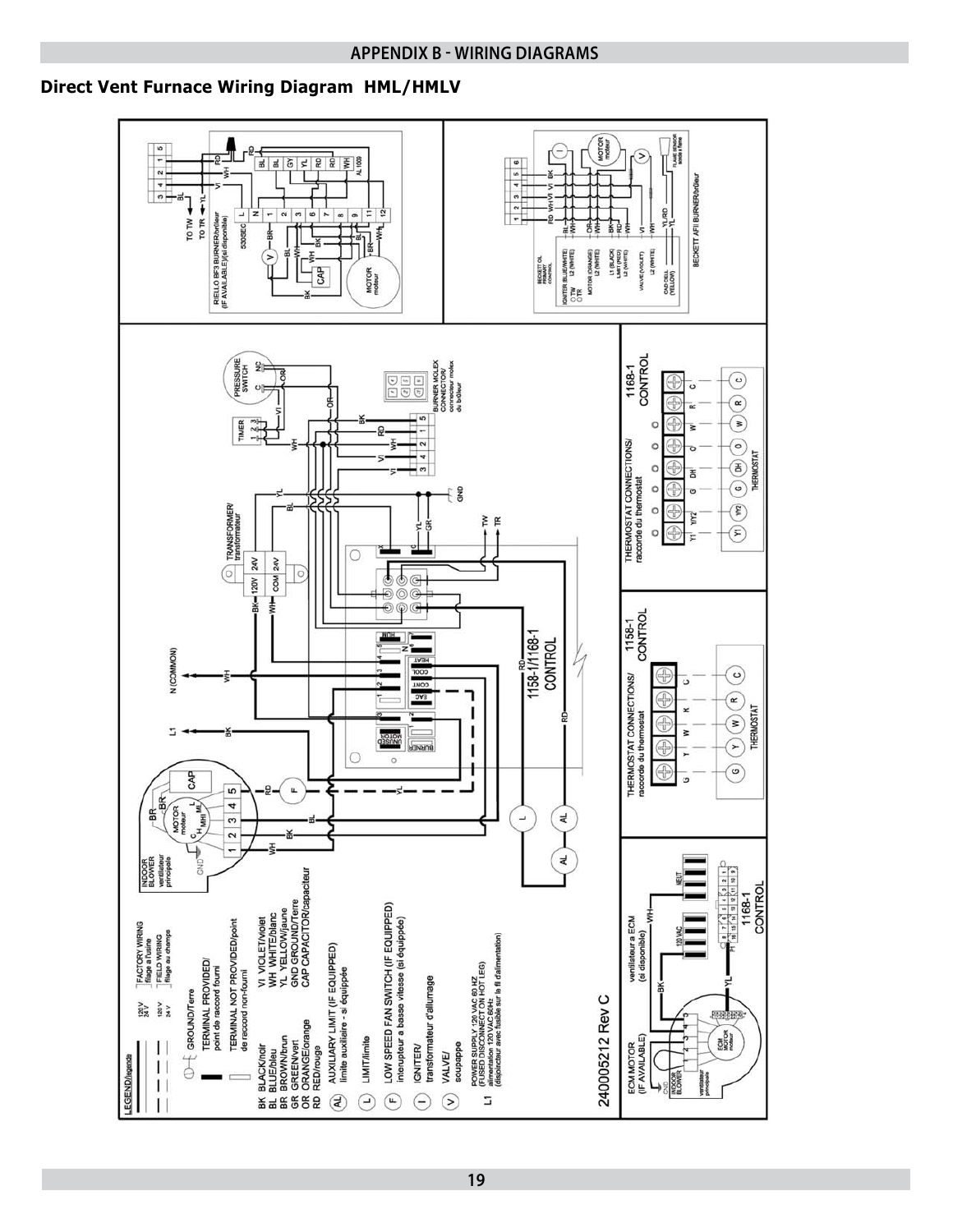## APPENDIX B - WIRING DIAGRAMS

### Direct Vent Furnace Wiring Diagram HML/HMLV

LEGEND/legende

- FACTORY WIRING / filage a l'usine (120V / 24V)
- FIELD WIRING / filage au champs (120V / 24V)
- GROUND/Terre
- TERMINAL PROVIDED/point de raccord fourni
- TERMINAL NOT PROVIDED/point de raccord non-fourni

| | | | |
|---|---|---|---|
| BK | BLACK/noir | VI | VIOLET/violet |
| BL | BLUE/bleu | WH | WHITE/blanc |
| BR | BROWN/brun | YL | YELLOW/jaune |
| GR | GREEN/vert | GND | GROUND/Terre |
| OR | ORANGE/orange | CAP | CAPACITOR/capaciteur |
| RD | RED/rouge | | |

- (AL) AUXILIARY LIMIT (IF EQUIPPED) limite auxiliaire - si équippée
- (L) LIMIT/limite
- (F) LOW SPEED FAN SWITCH (IF EQUIPPED) interupteur a basse vitesse (si équippée)
- (I) IGNITER/ transformateur d'allumage
- (V) VALVE/ soupappe
- L1 POWER SUPPLY 120 VAC 60 HZ (FUSED DISCONNECT ON HOT LEG) alimentation 120VAC 60Hz (disjoncteur avec fusible sur le fil d'alimentation)

240005212 Rev C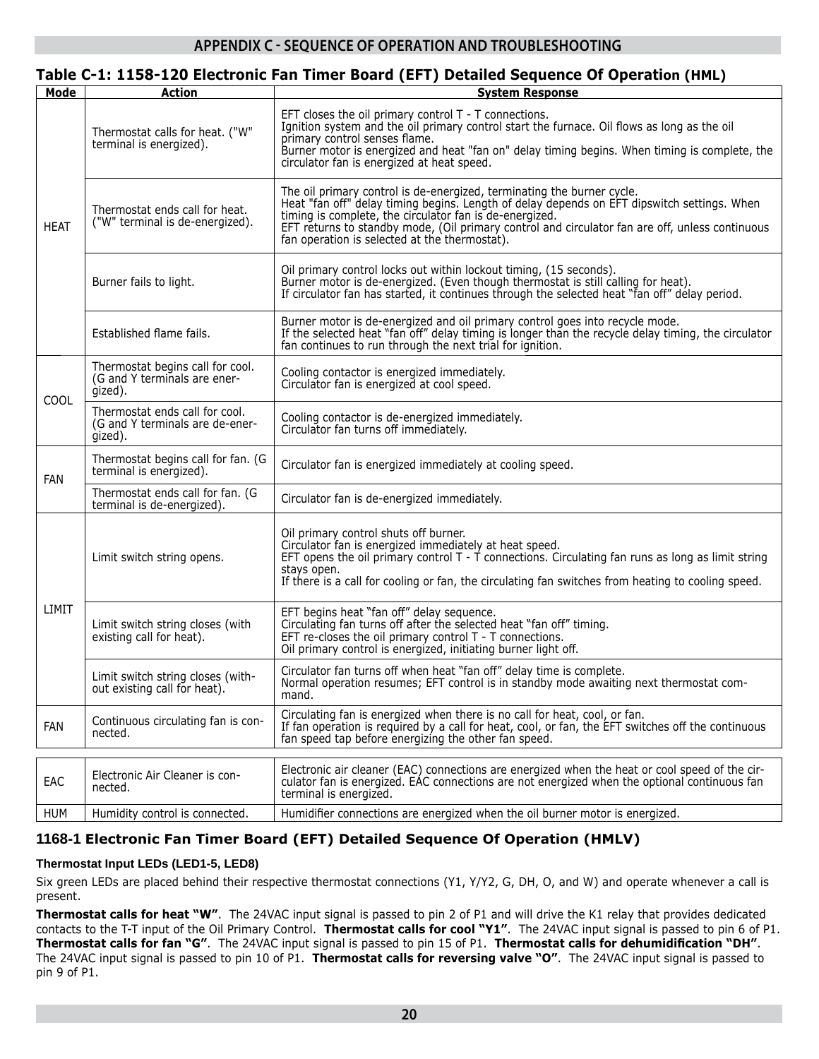## APPENDIX C - SEQUENCE OF OPERATION AND TROUBLESHOOTING

### Table C-1: 1158-120 Electronic Fan Timer Board (EFT) Detailed Sequence Of Operation (HML)

| Mode | Action | System Response |
|---|---|---|
| HEAT | Thermostat calls for heat. ("W" terminal is energized). | EFT closes the oil primary control T - T connections. Ignition system and the oil primary control start the furnace. Oil flows as long as the oil primary control senses flame. Burner motor is energized and heat "fan on" delay timing begins. When timing is complete, the circulator fan is energized at heat speed. |
| | Thermostat ends call for heat. ("W" terminal is de-energized). | The oil primary control is de-energized, terminating the burner cycle. Heat "fan off" delay timing begins. Length of delay depends on EFT dipswitch settings. When timing is complete, the circulator fan is de-energized. EFT returns to standby mode, (Oil primary control and circulator fan are off, unless continuous fan operation is selected at the thermostat). |
| | Burner fails to light. | Oil primary control locks out within lockout timing, (15 seconds). Burner motor is de-energized. (Even though thermostat is still calling for heat). If circulator fan has started, it continues through the selected heat "fan off" delay period. |
| | Established flame fails. | Burner motor is de-energized and oil primary control goes into recycle mode. If the selected heat "fan off" delay timing is longer than the recycle delay timing, the circulator fan continues to run through the next trial for ignition. |
| COOL | Thermostat begins call for cool. (G and Y terminals are energized). | Cooling contactor is energized immediately. Circulator fan is energized at cool speed. |
| | Thermostat ends call for cool. (G and Y terminals are de-energized). | Cooling contactor is de-energized immediately. Circulator fan turns off immediately. |
| FAN | Thermostat begins call for fan. (G terminal is energized). | Circulator fan is energized immediately at cooling speed. |
| | Thermostat ends call for fan. (G terminal is de-energized). | Circulator fan is de-energized immediately. |
| LIMIT | Limit switch string opens. | Oil primary control shuts off burner. Circulator fan is energized immediately at heat speed. EFT opens the oil primary control T - T connections. Circulating fan runs as long as limit string stays open. If there is a call for cooling or fan, the circulating fan switches from heating to cooling speed. |
| | Limit switch string closes (with existing call for heat). | EFT begins heat "fan off" delay sequence. Circulating fan turns off after the selected heat "fan off" timing. EFT re-closes the oil primary control T - T connections. Oil primary control is energized, initiating burner light off. |
| | Limit switch string closes (without existing call for heat). | Circulator fan turns off when heat "fan off" delay time is complete. Normal operation resumes; EFT control is in standby mode awaiting next thermostat command. |
| FAN | Continuous circulating fan is connected. | Circulating fan is energized when there is no call for heat, cool, or fan. If fan operation is required by a call for heat, cool, or fan, the EFT switches off the continuous fan speed tap before energizing the other fan speed. |
| EAC | Electronic Air Cleaner is connected. | Electronic air cleaner (EAC) connections are energized when the heat or cool speed of the circulator fan is energized. EAC connections are not energized when the optional continuous fan terminal is energized. |
| HUM | Humidity control is connected. | Humidifier connections are energized when the oil burner motor is energized. |

### 1168-1 Electronic Fan Timer Board (EFT) Detailed Sequence Of Operation (HMLV)

#### Thermostat Input LEDs (LED1-5, LED8)

Six green LEDs are placed behind their respective thermostat connections (Y1, Y/Y2, G, DH, O, and W) and operate whenever a call is present.

**Thermostat calls for heat "W"**. The 24VAC input signal is passed to pin 2 of P1 and will drive the K1 relay that provides dedicated contacts to the T-T input of the Oil Primary Control. **Thermostat calls for cool "Y1"**. The 24VAC input signal is passed to pin 6 of P1. **Thermostat calls for fan "G"**. The 24VAC input signal is passed to pin 15 of P1. **Thermostat calls for dehumidification "DH"**. The 24VAC input signal is passed to pin 10 of P1. **Thermostat calls for reversing valve "O"**. The 24VAC input signal is passed to pin 9 of P1.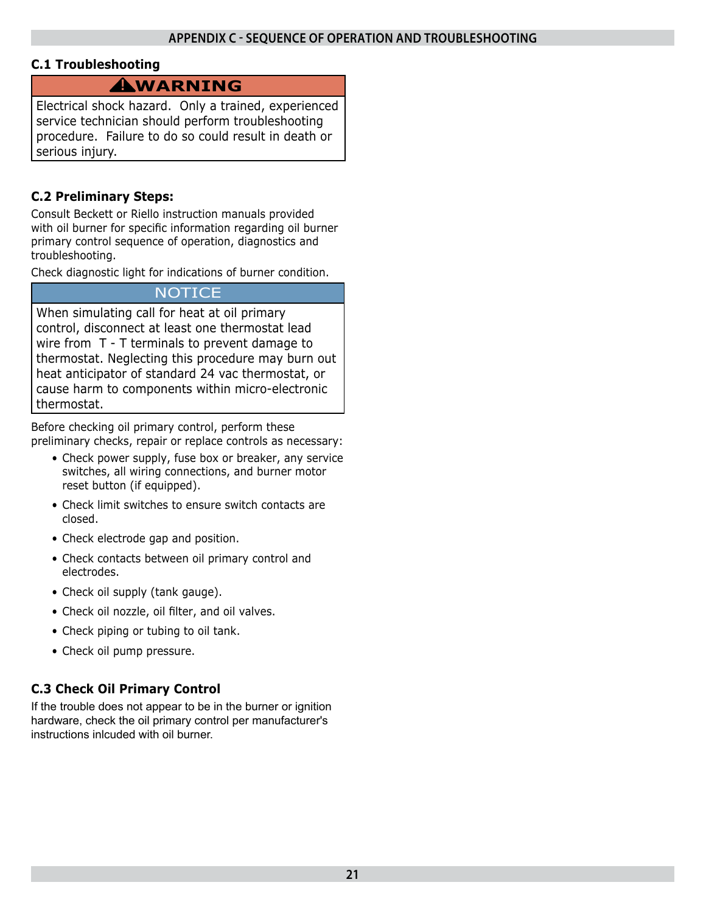# APPENDIX C - SEQUENCE OF OPERATION AND TROUBLESHOOTING

## C.1 Troubleshooting

> **⚠WARNING**
>
> Electrical shock hazard. Only a trained, experienced service technician should perform troubleshooting procedure. Failure to do so could result in death or serious injury.

## C.2 Preliminary Steps:

Consult Beckett or Riello instruction manuals provided with oil burner for specific information regarding oil burner primary control sequence of operation, diagnostics and troubleshooting.

Check diagnostic light for indications of burner condition.

> **NOTICE**
>
> When simulating call for heat at oil primary control, disconnect at least one thermostat lead wire from T - T terminals to prevent damage to thermostat. Neglecting this procedure may burn out heat anticipator of standard 24 vac thermostat, or cause harm to components within micro-electronic thermostat.

Before checking oil primary control, perform these preliminary checks, repair or replace controls as necessary:

- Check power supply, fuse box or breaker, any service switches, all wiring connections, and burner motor reset button (if equipped).
- Check limit switches to ensure switch contacts are closed.
- Check electrode gap and position.
- Check contacts between oil primary control and electrodes.
- Check oil supply (tank gauge).
- Check oil nozzle, oil filter, and oil valves.
- Check piping or tubing to oil tank.
- Check oil pump pressure.

## C.3 Check Oil Primary Control

If the trouble does not appear to be in the burner or ignition hardware, check the oil primary control per manufacturer's instructions inlcuded with oil burner.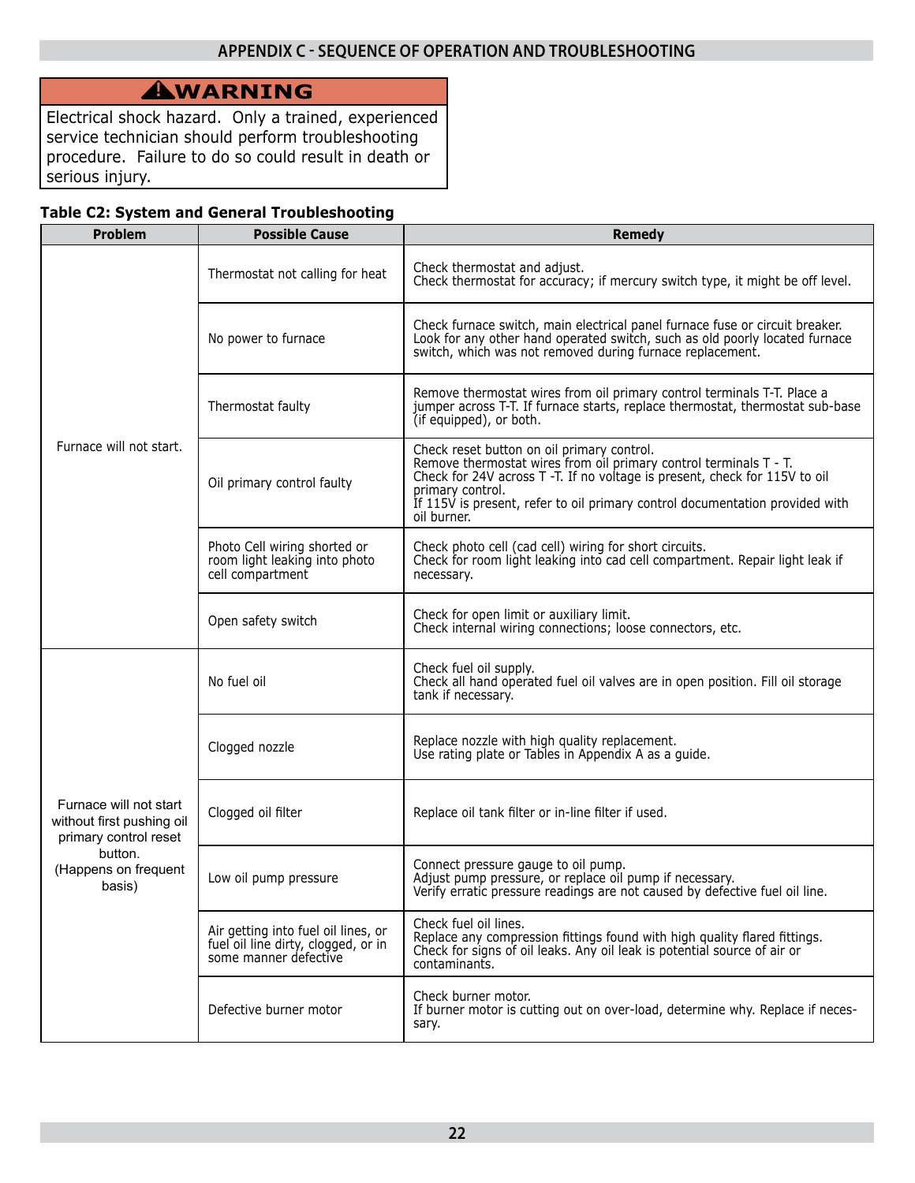## APPENDIX C - SEQUENCE OF OPERATION AND TROUBLESHOOTING

**⚠WARNING**

Electrical shock hazard. Only a trained, experienced service technician should perform troubleshooting procedure. Failure to do so could result in death or serious injury.

**Table C2: System and General Troubleshooting**

| Problem | Possible Cause | Remedy |
|---|---|---|
| Furnace will not start. | Thermostat not calling for heat | Check thermostat and adjust.<br>Check thermostat for accuracy; if mercury switch type, it might be off level. |
| | No power to furnace | Check furnace switch, main electrical panel furnace fuse or circuit breaker. Look for any other hand operated switch, such as old poorly located furnace switch, which was not removed during furnace replacement. |
| | Thermostat faulty | Remove thermostat wires from oil primary control terminals T-T. Place a jumper across T-T. If furnace starts, replace thermostat, thermostat sub-base (if equipped), or both. |
| | Oil primary control faulty | Check reset button on oil primary control.<br>Remove thermostat wires from oil primary control terminals T - T.<br>Check for 24V across T -T. If no voltage is present, check for 115V to oil primary control.<br>If 115V is present, refer to oil primary control documentation provided with oil burner. |
| | Photo Cell wiring shorted or room light leaking into photo cell compartment | Check photo cell (cad cell) wiring for short circuits.<br>Check for room light leaking into cad cell compartment. Repair light leak if necessary. |
| | Open safety switch | Check for open limit or auxiliary limit.<br>Check internal wiring connections; loose connectors, etc. |
| Furnace will not start without first pushing oil primary control reset button. (Happens on frequent basis) | No fuel oil | Check fuel oil supply.<br>Check all hand operated fuel oil valves are in open position. Fill oil storage tank if necessary. |
| | Clogged nozzle | Replace nozzle with high quality replacement.<br>Use rating plate or Tables in Appendix A as a guide. |
| | Clogged oil filter | Replace oil tank filter or in-line filter if used. |
| | Low oil pump pressure | Connect pressure gauge to oil pump.<br>Adjust pump pressure, or replace oil pump if necessary.<br>Verify erratic pressure readings are not caused by defective fuel oil line. |
| | Air getting into fuel oil lines, or fuel oil line dirty, clogged, or in some manner defective | Check fuel oil lines.<br>Replace any compression fittings found with high quality flared fittings.<br>Check for signs of oil leaks. Any oil leak is potential source of air or contaminants. |
| | Defective burner motor | Check burner motor.<br>If burner motor is cutting out on over-load, determine why. Replace if necessary. |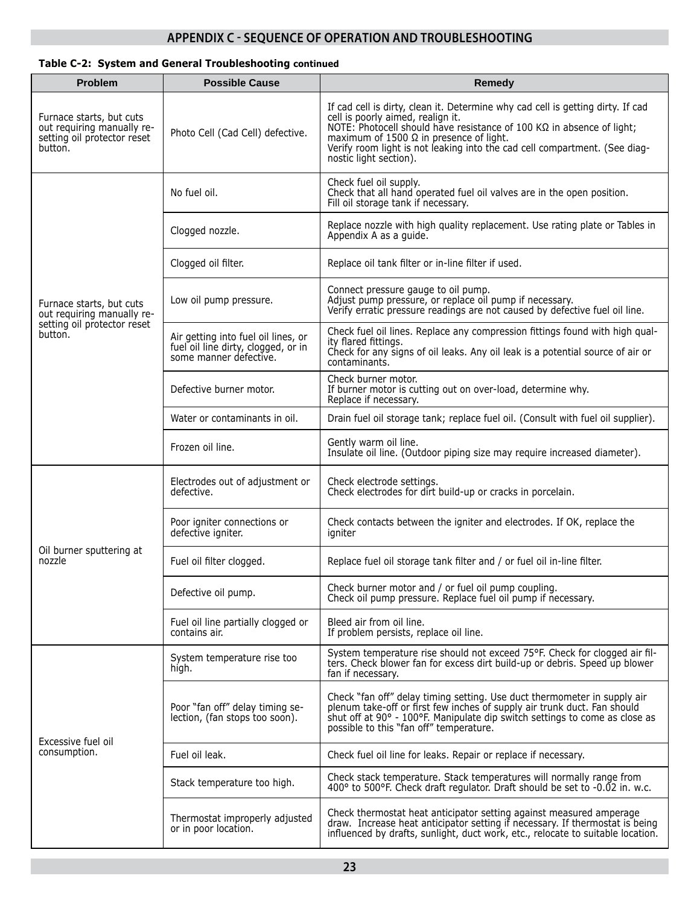## APPENDIX C - SEQUENCE OF OPERATION AND TROUBLESHOOTING

**Table C-2: System and General Troubleshooting continued**

| Problem | Possible Cause | Remedy |
|---|---|---|
| Furnace starts, but cuts out requiring manually re-setting oil protector reset button. | Photo Cell (Cad Cell) defective. | If cad cell is dirty, clean it. Determine why cad cell is getting dirty. If cad cell is poorly aimed, realign it. NOTE: Photocell should have resistance of 100 KΩ in absence of light; maximum of 1500 Ω in presence of light. Verify room light is not leaking into the cad cell compartment. (See diagnostic light section). |
| Furnace starts, but cuts out requiring manually re-setting oil protector reset button. | No fuel oil. | Check fuel oil supply. Check that all hand operated fuel oil valves are in the open position. Fill oil storage tank if necessary. |
| | Clogged nozzle. | Replace nozzle with high quality replacement. Use rating plate or Tables in Appendix A as a guide. |
| | Clogged oil filter. | Replace oil tank filter or in-line filter if used. |
| | Low oil pump pressure. | Connect pressure gauge to oil pump. Adjust pump pressure, or replace oil pump if necessary. Verify erratic pressure readings are not caused by defective fuel oil line. |
| | Air getting into fuel oil lines, or fuel oil line dirty, clogged, or in some manner defective. | Check fuel oil lines. Replace any compression fittings found with high quality flared fittings. Check for any signs of oil leaks. Any oil leak is a potential source of air or contaminants. |
| | Defective burner motor. | Check burner motor. If burner motor is cutting out on over-load, determine why. Replace if necessary. |
| | Water or contaminants in oil. | Drain fuel oil storage tank; replace fuel oil. (Consult with fuel oil supplier). |
| | Frozen oil line. | Gently warm oil line. Insulate oil line. (Outdoor piping size may require increased diameter). |
| Oil burner sputtering at nozzle | Electrodes out of adjustment or defective. | Check electrode settings. Check electrodes for dirt build-up or cracks in porcelain. |
| | Poor igniter connections or defective igniter. | Check contacts between the igniter and electrodes. If OK, replace the igniter |
| | Fuel oil filter clogged. | Replace fuel oil storage tank filter and / or fuel oil in-line filter. |
| | Defective oil pump. | Check burner motor and / or fuel oil pump coupling. Check oil pump pressure. Replace fuel oil pump if necessary. |
| | Fuel oil line partially clogged or contains air. | Bleed air from oil line. If problem persists, replace oil line. |
| Excessive fuel oil consumption. | System temperature rise too high. | System temperature rise should not exceed 75°F. Check for clogged air filters. Check blower fan for excess dirt build-up or debris. Speed up blower fan if necessary. |
| | Poor "fan off" delay timing selection, (fan stops too soon). | Check "fan off" delay timing setting. Use duct thermometer in supply air plenum take-off or first few inches of supply air trunk duct. Fan should shut off at 90° - 100°F. Manipulate dip switch settings to come as close as possible to this "fan off" temperature. |
| | Fuel oil leak. | Check fuel oil line for leaks. Repair or replace if necessary. |
| | Stack temperature too high. | Check stack temperature. Stack temperatures will normally range from 400° to 500°F. Check draft regulator. Draft should be set to -0.02 in. w.c. |
| | Thermostat improperly adjusted or in poor location. | Check thermostat heat anticipator setting against measured amperage draw. Increase heat anticipator setting if necessary. If thermostat is being influenced by drafts, sunlight, duct work, etc., relocate to suitable location. |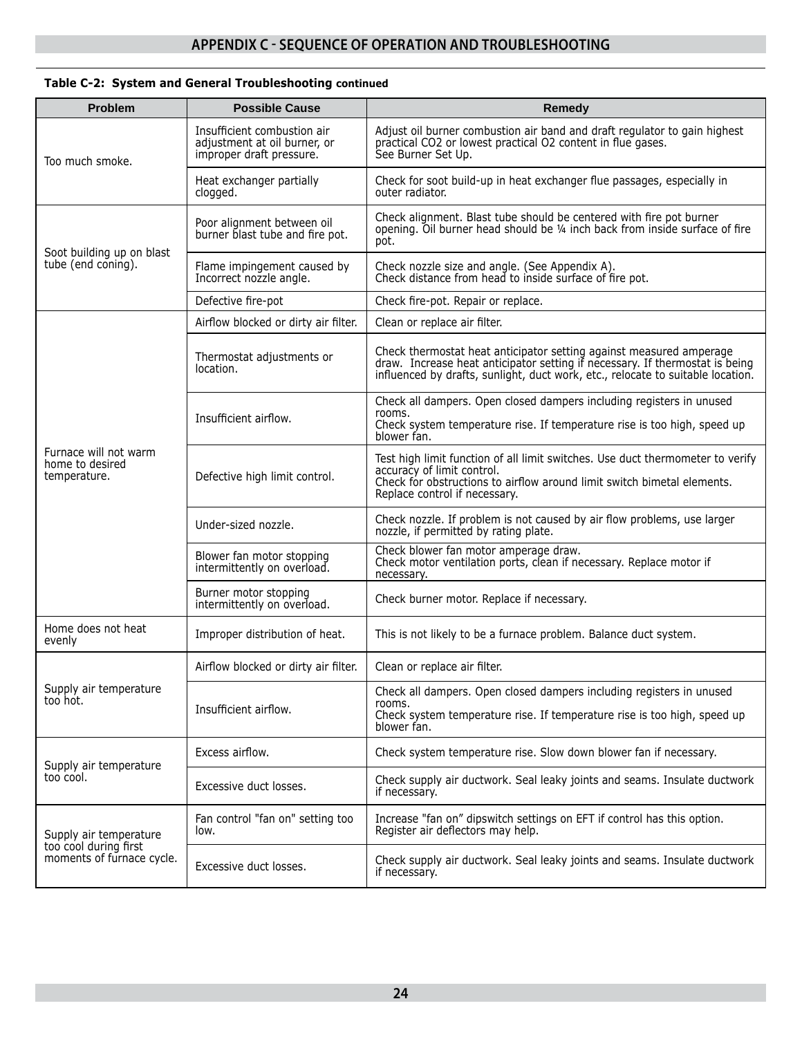# APPENDIX C - SEQUENCE OF OPERATION AND TROUBLESHOOTING

**Table C-2: System and General Troubleshooting continued**

| Problem | Possible Cause | Remedy |
|---|---|---|
| Too much smoke. | Insufficient combustion air adjustment at oil burner, or improper draft pressure. | Adjust oil burner combustion air band and draft regulator to gain highest practical $CO_2$ or lowest practical $O_2$ content in flue gases. See Burner Set Up. |
| | Heat exchanger partially clogged. | Check for soot build-up in heat exchanger flue passages, especially in outer radiator. |
| Soot building up on blast tube (end coning). | Poor alignment between oil burner blast tube and fire pot. | Check alignment. Blast tube should be centered with fire pot burner opening. Oil burner head should be ¼ inch back from inside surface of fire pot. |
| | Flame impingement caused by Incorrect nozzle angle. | Check nozzle size and angle. (See Appendix A). Check distance from head to inside surface of fire pot. |
| | Defective fire-pot | Check fire-pot. Repair or replace. |
| Furnace will not warm home to desired temperature. | Airflow blocked or dirty air filter. | Clean or replace air filter. |
| | Thermostat adjustments or location. | Check thermostat heat anticipator setting against measured amperage draw. Increase heat anticipator setting if necessary. If thermostat is being influenced by drafts, sunlight, duct work, etc., relocate to suitable location. |
| | Insufficient airflow. | Check all dampers. Open closed dampers including registers in unused rooms. Check system temperature rise. If temperature rise is too high, speed up blower fan. |
| | Defective high limit control. | Test high limit function of all limit switches. Use duct thermometer to verify accuracy of limit control. Check for obstructions to airflow around limit switch bimetal elements. Replace control if necessary. |
| | Under-sized nozzle. | Check nozzle. If problem is not caused by air flow problems, use larger nozzle, if permitted by rating plate. |
| | Blower fan motor stopping intermittently on overload. | Check blower fan motor amperage draw. Check motor ventilation ports, clean if necessary. Replace motor if necessary. |
| | Burner motor stopping intermittently on overload. | Check burner motor. Replace if necessary. |
| Home does not heat evenly | Improper distribution of heat. | This is not likely to be a furnace problem. Balance duct system. |
| Supply air temperature too hot. | Airflow blocked or dirty air filter. | Clean or replace air filter. |
| | Insufficient airflow. | Check all dampers. Open closed dampers including registers in unused rooms. Check system temperature rise. If temperature rise is too high, speed up blower fan. |
| Supply air temperature too cool. | Excess airflow. | Check system temperature rise. Slow down blower fan if necessary. |
| | Excessive duct losses. | Check supply air ductwork. Seal leaky joints and seams. Insulate ductwork if necessary. |
| Supply air temperature too cool during first moments of furnace cycle. | Fan control "fan on" setting too low. | Increase "fan on" dipswitch settings on EFT if control has this option. Register air deflectors may help. |
| | Excessive duct losses. | Check supply air ductwork. Seal leaky joints and seams. Insulate ductwork if necessary. |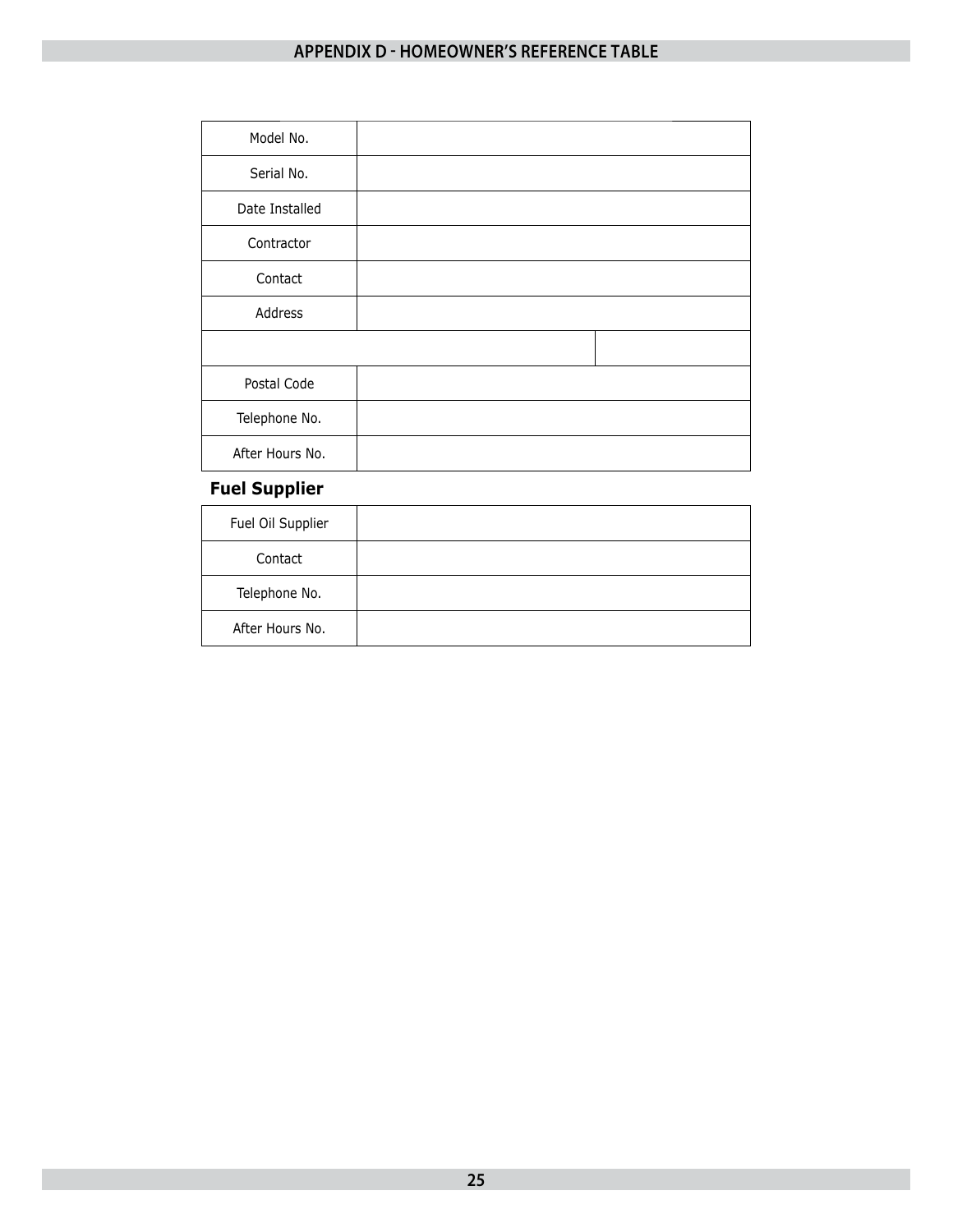# APPENDIX D - HOMEOWNER'S REFERENCE TABLE

| | |
|---|---|
| Model No. | |
| Serial No. | |
| Date Installed | |
| Contractor | |
| Contact | |
| Address | |
| | |
| Postal Code | |
| Telephone No. | |
| After Hours No. | |

**Fuel Supplier**

| | |
|---|---|
| Fuel Oil Supplier | |
| Contact | |
| Telephone No. | |
| After Hours No. | |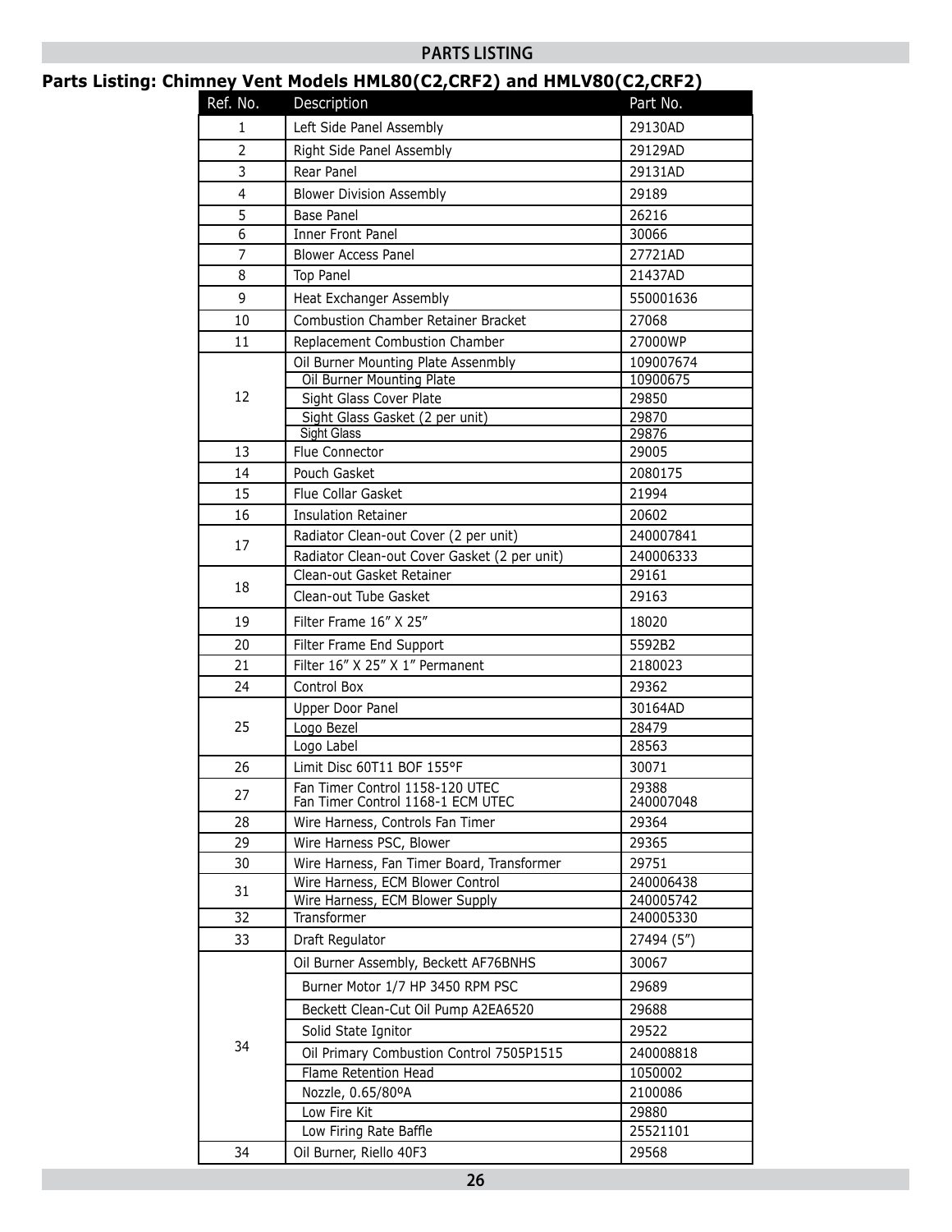## PARTS LISTING

### Parts Listing: Chimney Vent Models HML80(C2,CRF2) and HMLV80(C2,CRF2)

| Ref. No. | Description | Part No. |
|---|---|---|
| 1 | Left Side Panel Assembly | 29130AD |
| 2 | Right Side Panel Assembly | 29129AD |
| 3 | Rear Panel | 29131AD |
| 4 | Blower Division Assembly | 29189 |
| 5 | Base Panel | 26216 |
| 6 | Inner Front Panel | 30066 |
| 7 | Blower Access Panel | 27721AD |
| 8 | Top Panel | 21437AD |
| 9 | Heat Exchanger Assembly | 550001636 |
| 10 | Combustion Chamber Retainer Bracket | 27068 |
| 11 | Replacement Combustion Chamber | 27000WP |
| 12 | Oil Burner Mounting Plate Assenmbly | 109007674 |
| | Oil Burner Mounting Plate | 10900675 |
| | Sight Glass Cover Plate | 29850 |
| | Sight Glass Gasket (2 per unit) | 29870 |
| | Sight Glass | 29876 |
| 13 | Flue Connector | 29005 |
| 14 | Pouch Gasket | 2080175 |
| 15 | Flue Collar Gasket | 21994 |
| 16 | Insulation Retainer | 20602 |
| 17 | Radiator Clean-out Cover (2 per unit) | 240007841 |
| | Radiator Clean-out Cover Gasket (2 per unit) | 240006333 |
| 18 | Clean-out Gasket Retainer | 29161 |
| | Clean-out Tube Gasket | 29163 |
| 19 | Filter Frame 16” X 25” | 18020 |
| 20 | Filter Frame End Support | 5592B2 |
| 21 | Filter 16” X 25” X 1” Permanent | 2180023 |
| 24 | Control Box | 29362 |
| 25 | Upper Door Panel | 30164AD |
| | Logo Bezel | 28479 |
| | Logo Label | 28563 |
| 26 | Limit Disc 60T11 BOF 155°F | 30071 |
| 27 | Fan Timer Control 1158-120 UTEC | 29388 |
| | Fan Timer Control 1168-1 ECM UTEC | 240007048 |
| 28 | Wire Harness, Controls Fan Timer | 29364 |
| 29 | Wire Harness PSC, Blower | 29365 |
| 30 | Wire Harness, Fan Timer Board, Transformer | 29751 |
| 31 | Wire Harness, ECM Blower Control | 240006438 |
| | Wire Harness, ECM Blower Supply | 240005742 |
| 32 | Transformer | 240005330 |
| 33 | Draft Regulator | 27494 (5”) |
| 34 | Oil Burner Assembly, Beckett AF76BNHS | 30067 |
| | Burner Motor 1/7 HP 3450 RPM PSC | 29689 |
| | Beckett Clean-Cut Oil Pump A2EA6520 | 29688 |
| | Solid State Ignitor | 29522 |
| | Oil Primary Combustion Control 7505P1515 | 240008818 |
| | Flame Retention Head | 1050002 |
| | Nozzle, 0.65/80ºA | 2100086 |
| | Low Fire Kit | 29880 |
| | Low Firing Rate Baffle | 25521101 |
| 34 | Oil Burner, Riello 40F3 | 29568 |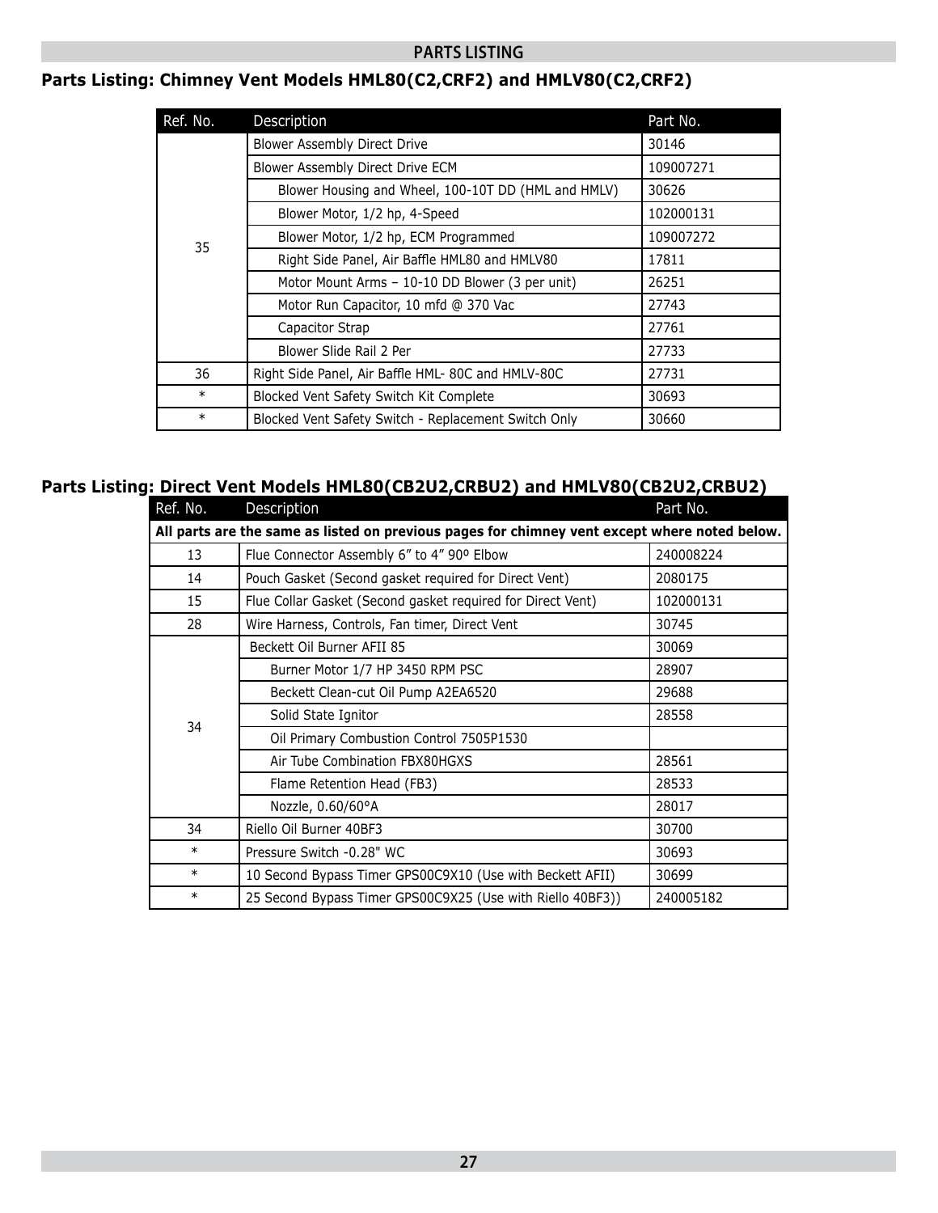## PARTS LISTING

### Parts Listing: Chimney Vent Models HML80(C2,CRF2) and HMLV80(C2,CRF2)

| Ref. No. | Description | Part No. |
|---|---|---|
| 35 | Blower Assembly Direct Drive | 30146 |
| | Blower Assembly Direct Drive ECM | 109007271 |
| | Blower Housing and Wheel, 100-10T DD (HML and HMLV) | 30626 |
| | Blower Motor, 1/2 hp, 4-Speed | 102000131 |
| | Blower Motor, 1/2 hp, ECM Programmed | 109007272 |
| | Right Side Panel, Air Baffle HML80 and HMLV80 | 17811 |
| | Motor Mount Arms – 10-10 DD Blower (3 per unit) | 26251 |
| | Motor Run Capacitor, 10 mfd @ 370 Vac | 27743 |
| | Capacitor Strap | 27761 |
| | Blower Slide Rail 2 Per | 27733 |
| 36 | Right Side Panel, Air Baffle HML- 80C and HMLV-80C | 27731 |
| * | Blocked Vent Safety Switch Kit Complete | 30693 |
| * | Blocked Vent Safety Switch - Replacement Switch Only | 30660 |

### Parts Listing: Direct Vent Models HML80(CB2U2,CRBU2) and HMLV80(CB2U2,CRBU2)

| Ref. No. | Description | Part No. |
|---|---|---|
| **All parts are the same as listed on previous pages for chimney vent except where noted below.** | | |
| 13 | Flue Connector Assembly 6” to 4” 90º Elbow | 240008224 |
| 14 | Pouch Gasket (Second gasket required for Direct Vent) | 2080175 |
| 15 | Flue Collar Gasket (Second gasket required for Direct Vent) | 102000131 |
| 28 | Wire Harness, Controls, Fan timer, Direct Vent | 30745 |
| 34 | Beckett Oil Burner AFII 85 | 30069 |
| | Burner Motor 1/7 HP 3450 RPM PSC | 28907 |
| | Beckett Clean-cut Oil Pump A2EA6520 | 29688 |
| | Solid State Ignitor | 28558 |
| | Oil Primary Combustion Control 7505P1530 | |
| | Air Tube Combination FBX80HGXS | 28561 |
| | Flame Retention Head (FB3) | 28533 |
| | Nozzle, 0.60/60°A | 28017 |
| 34 | Riello Oil Burner 40BF3 | 30700 |
| * | Pressure Switch -0.28" WC | 30693 |
| * | 10 Second Bypass Timer GPS00C9X10 (Use with Beckett AFII) | 30699 |
| * | 25 Second Bypass Timer GPS00C9X25 (Use with Riello 40BF3)) | 240005182 |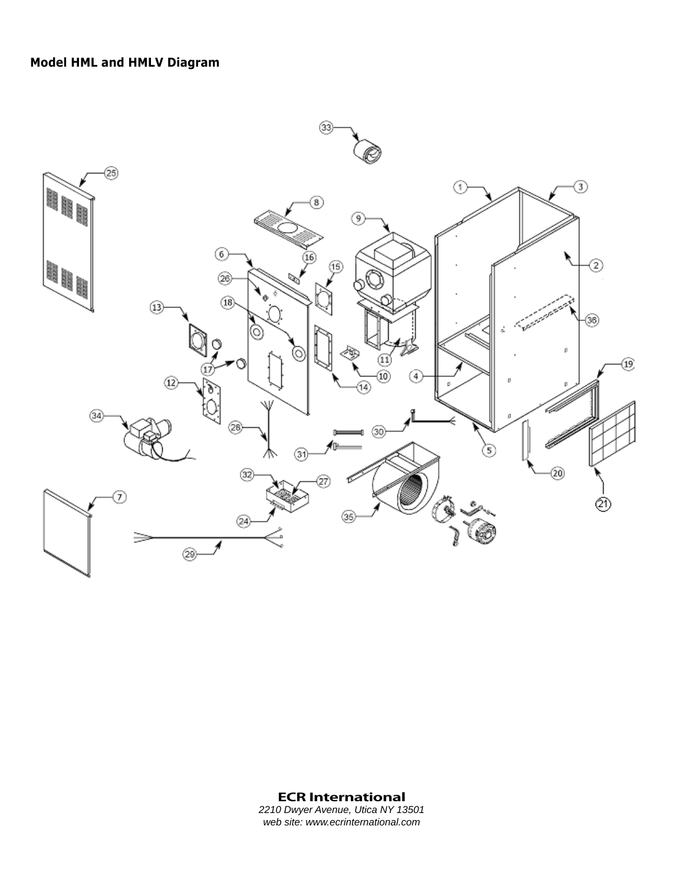**Model HML and HMLV Diagram**

33

25

1

3

8

9

6

16

15

2

26

18

13

36

17

12

10

11

4

14

19

34

28

30

31

5

20

32

27

7

21

24

35

29

**ECR International**

*2210 Dwyer Avenue, Utica NY 13501*

*web site: www.ecrinternational.com*